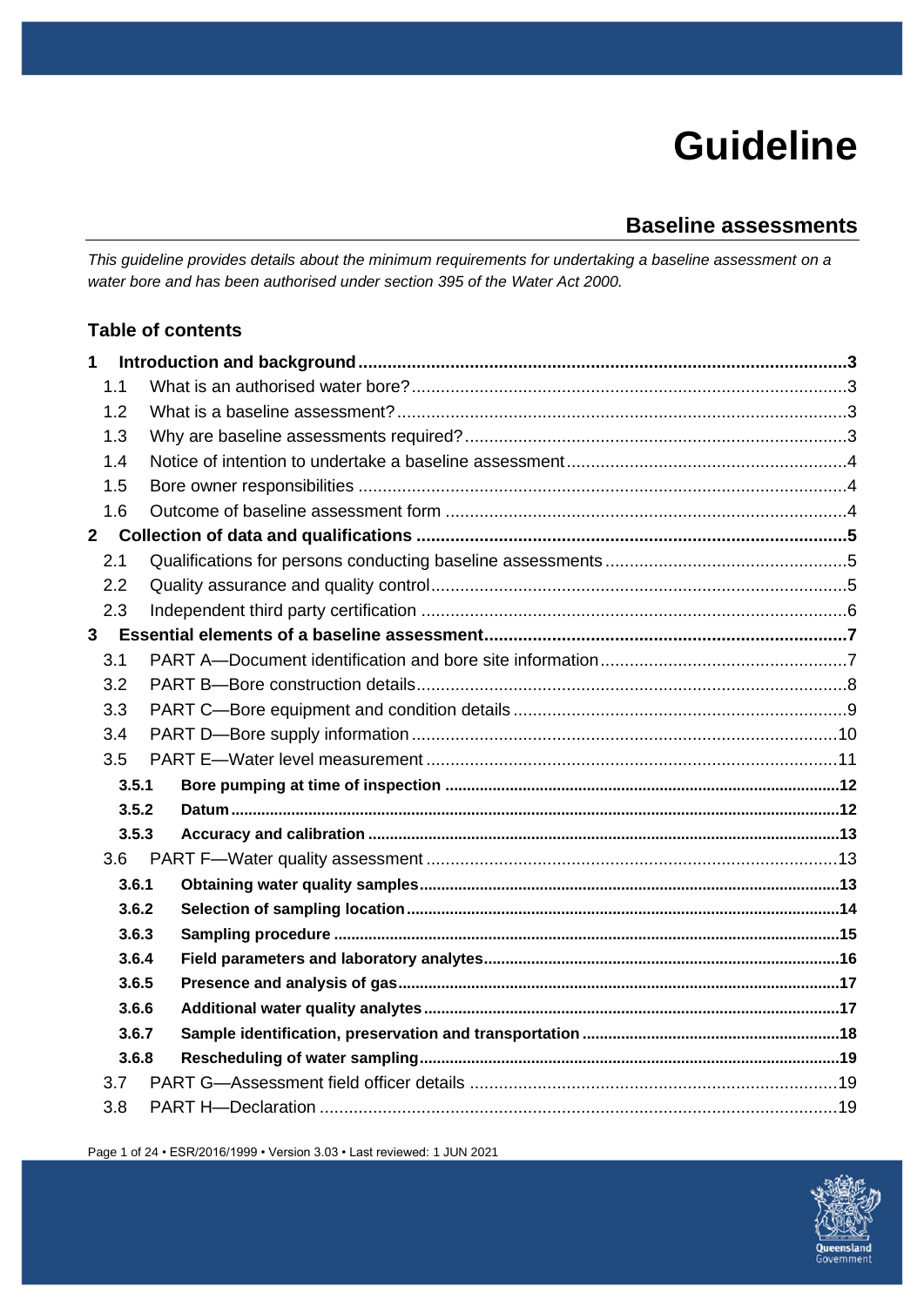# Guideline

## Baseline assessments

*This guideline provides details about the minimum requirements for undertaking a baseline assessment on a water bore and has been authorised under section 395 of the Water Act 2000.*

### Table of contents

**1 Introduction and background ..... 3**

- 1.1 What is an authorised water bore? ..... 3
- 1.2 What is a baseline assessment? ..... 3
- 1.3 Why are baseline assessments required? ..... 3
- 1.4 Notice of intention to undertake a baseline assessment ..... 4
- 1.5 Bore owner responsibilities ..... 4
- 1.6 Outcome of baseline assessment form ..... 4

**2 Collection of data and qualifications ..... 5**

- 2.1 Qualifications for persons conducting baseline assessments ..... 5
- 2.2 Quality assurance and quality control ..... 5
- 2.3 Independent third party certification ..... 6

**3 Essential elements of a baseline assessment ..... 7**

- 3.1 PART A—Document identification and bore site information ..... 7
- 3.2 PART B—Bore construction details ..... 8
- 3.3 PART C—Bore equipment and condition details ..... 9
- 3.4 PART D—Bore supply information ..... 10
- 3.5 PART E—Water level measurement ..... 11
  - **3.5.1 Bore pumping at time of inspection ..... 12**
  - **3.5.2 Datum ..... 12**
  - **3.5.3 Accuracy and calibration ..... 13**
- 3.6 PART F—Water quality assessment ..... 13
  - **3.6.1 Obtaining water quality samples ..... 13**
  - **3.6.2 Selection of sampling location ..... 14**
  - **3.6.3 Sampling procedure ..... 15**
  - **3.6.4 Field parameters and laboratory analytes ..... 16**
  - **3.6.5 Presence and analysis of gas ..... 17**
  - **3.6.6 Additional water quality analytes ..... 17**
  - **3.6.7 Sample identification, preservation and transportation ..... 18**
  - **3.6.8 Rescheduling of water sampling ..... 19**
- 3.7 PART G—Assessment field officer details ..... 19
- 3.8 PART H—Declaration ..... 19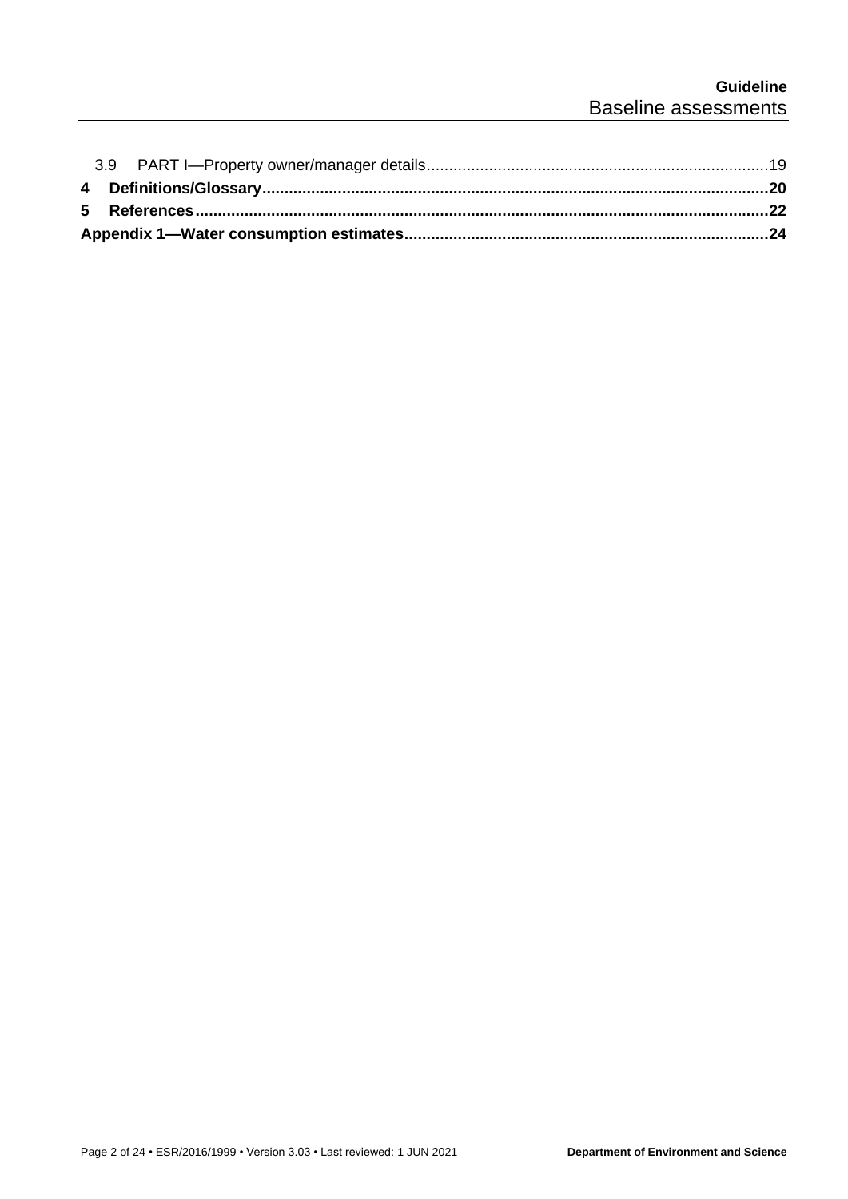3.9 PART I—Property owner/manager details.....19

**4 Definitions/Glossary.....20**

**5 References.....22**

**Appendix 1—Water consumption estimates.....24**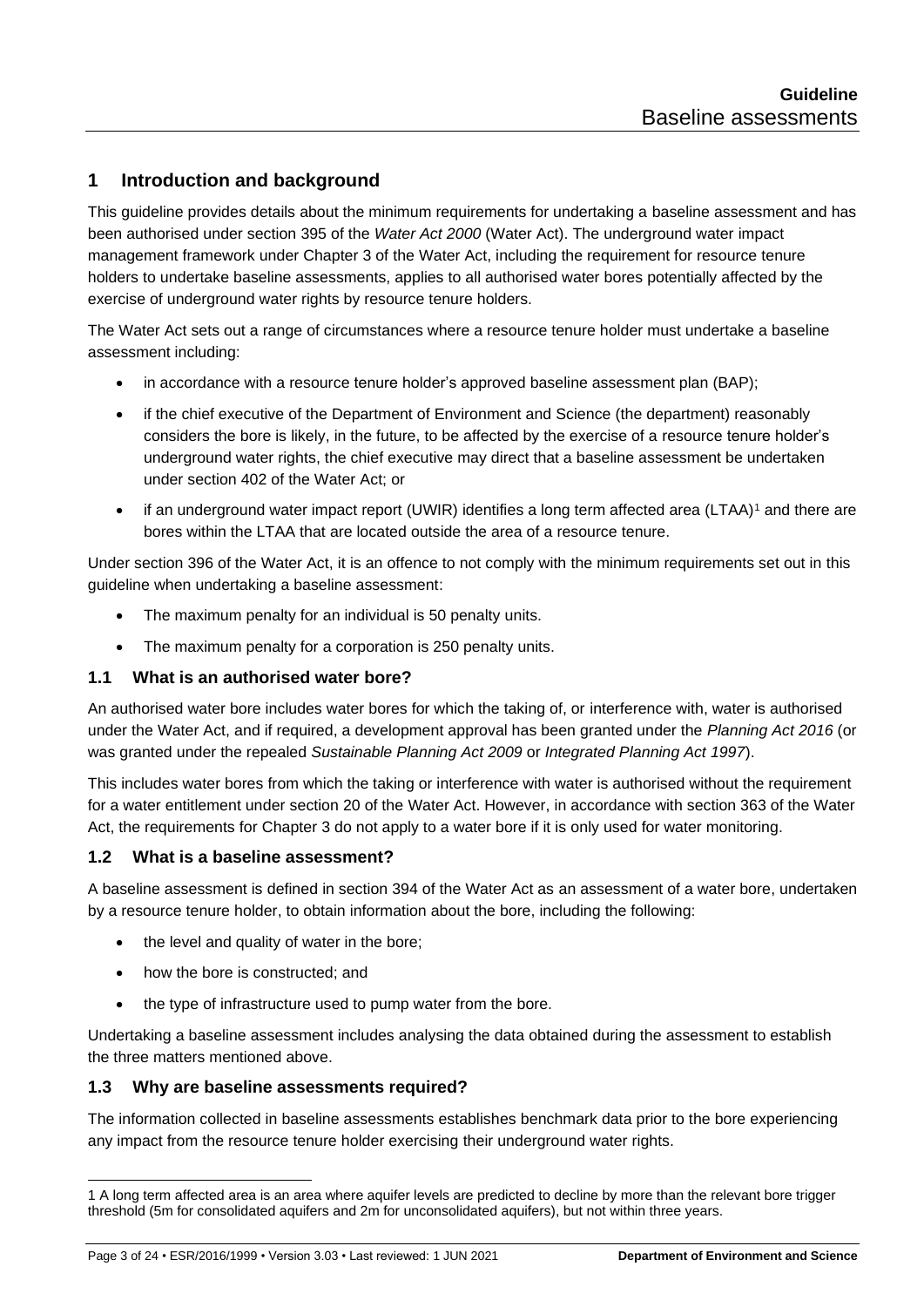## 1 Introduction and background

This guideline provides details about the minimum requirements for undertaking a baseline assessment and has been authorised under section 395 of the *Water Act 2000* (Water Act). The underground water impact management framework under Chapter 3 of the Water Act, including the requirement for resource tenure holders to undertake baseline assessments, applies to all authorised water bores potentially affected by the exercise of underground water rights by resource tenure holders.

The Water Act sets out a range of circumstances where a resource tenure holder must undertake a baseline assessment including:

- in accordance with a resource tenure holder's approved baseline assessment plan (BAP);
- if the chief executive of the Department of Environment and Science (the department) reasonably considers the bore is likely, in the future, to be affected by the exercise of a resource tenure holder's underground water rights, the chief executive may direct that a baseline assessment be undertaken under section 402 of the Water Act; or
- if an underground water impact report (UWIR) identifies a long term affected area (LTAA)[1] and there are bores within the LTAA that are located outside the area of a resource tenure.

Under section 396 of the Water Act, it is an offence to not comply with the minimum requirements set out in this guideline when undertaking a baseline assessment:

- The maximum penalty for an individual is 50 penalty units.
- The maximum penalty for a corporation is 250 penalty units.

### 1.1 What is an authorised water bore?

An authorised water bore includes water bores for which the taking of, or interference with, water is authorised under the Water Act, and if required, a development approval has been granted under the *Planning Act 2016* (or was granted under the repealed *Sustainable Planning Act 2009* or *Integrated Planning Act 1997*).

This includes water bores from which the taking or interference with water is authorised without the requirement for a water entitlement under section 20 of the Water Act. However, in accordance with section 363 of the Water Act, the requirements for Chapter 3 do not apply to a water bore if it is only used for water monitoring.

### 1.2 What is a baseline assessment?

A baseline assessment is defined in section 394 of the Water Act as an assessment of a water bore, undertaken by a resource tenure holder, to obtain information about the bore, including the following:

- the level and quality of water in the bore;
- how the bore is constructed; and
- the type of infrastructure used to pump water from the bore.

Undertaking a baseline assessment includes analysing the data obtained during the assessment to establish the three matters mentioned above.

### 1.3 Why are baseline assessments required?

The information collected in baseline assessments establishes benchmark data prior to the bore experiencing any impact from the resource tenure holder exercising their underground water rights.

---

1 A long term affected area is an area where aquifer levels are predicted to decline by more than the relevant bore trigger threshold (5m for consolidated aquifers and 2m for unconsolidated aquifers), but not within three years.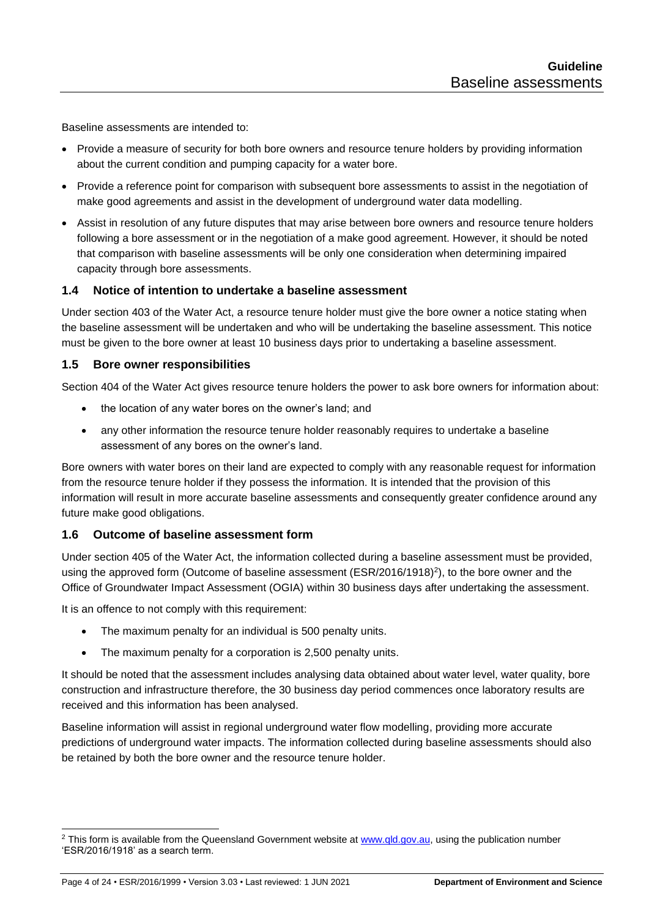Baseline assessments are intended to:

- Provide a measure of security for both bore owners and resource tenure holders by providing information about the current condition and pumping capacity for a water bore.
- Provide a reference point for comparison with subsequent bore assessments to assist in the negotiation of make good agreements and assist in the development of underground water data modelling.
- Assist in resolution of any future disputes that may arise between bore owners and resource tenure holders following a bore assessment or in the negotiation of a make good agreement. However, it should be noted that comparison with baseline assessments will be only one consideration when determining impaired capacity through bore assessments.

### 1.4 Notice of intention to undertake a baseline assessment

Under section 403 of the Water Act, a resource tenure holder must give the bore owner a notice stating when the baseline assessment will be undertaken and who will be undertaking the baseline assessment. This notice must be given to the bore owner at least 10 business days prior to undertaking a baseline assessment.

### 1.5 Bore owner responsibilities

Section 404 of the Water Act gives resource tenure holders the power to ask bore owners for information about:

- the location of any water bores on the owner's land; and
- any other information the resource tenure holder reasonably requires to undertake a baseline assessment of any bores on the owner's land.

Bore owners with water bores on their land are expected to comply with any reasonable request for information from the resource tenure holder if they possess the information. It is intended that the provision of this information will result in more accurate baseline assessments and consequently greater confidence around any future make good obligations.

### 1.6 Outcome of baseline assessment form

Under section 405 of the Water Act, the information collected during a baseline assessment must be provided, using the approved form (Outcome of baseline assessment (ESR/2016/1918)[2]), to the bore owner and the Office of Groundwater Impact Assessment (OGIA) within 30 business days after undertaking the assessment.

It is an offence to not comply with this requirement:

- The maximum penalty for an individual is 500 penalty units.
- The maximum penalty for a corporation is 2,500 penalty units.

It should be noted that the assessment includes analysing data obtained about water level, water quality, bore construction and infrastructure therefore, the 30 business day period commences once laboratory results are received and this information has been analysed.

Baseline information will assist in regional underground water flow modelling, providing more accurate predictions of underground water impacts. The information collected during baseline assessments should also be retained by both the bore owner and the resource tenure holder.

---

[2] This form is available from the Queensland Government website at www.qld.gov.au, using the publication number 'ESR/2016/1918' as a search term.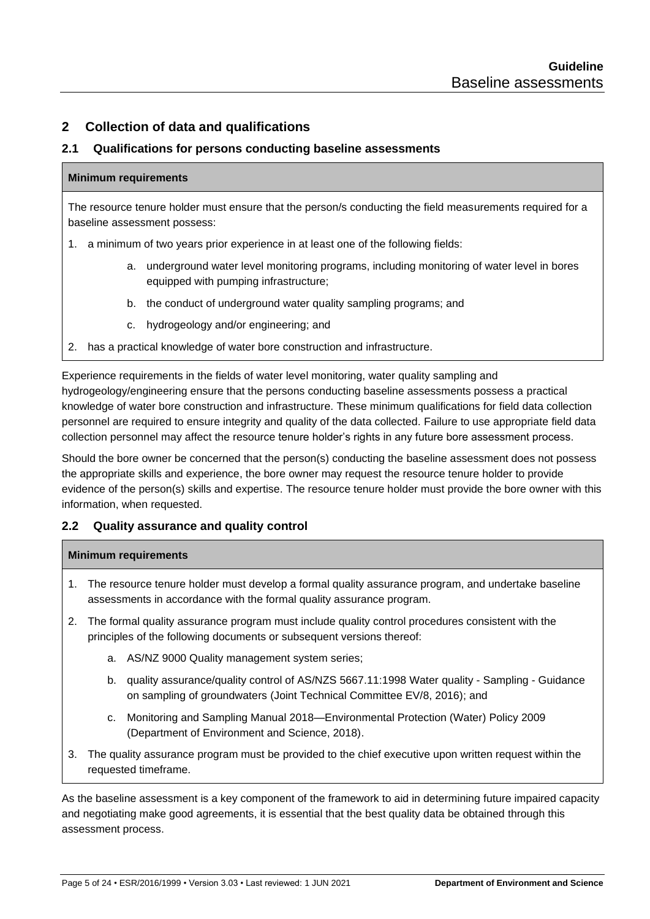## 2 Collection of data and qualifications

### 2.1 Qualifications for persons conducting baseline assessments

**Minimum requirements**

The resource tenure holder must ensure that the person/s conducting the field measurements required for a baseline assessment possess:

1. a minimum of two years prior experience in at least one of the following fields:
    a. underground water level monitoring programs, including monitoring of water level in bores equipped with pumping infrastructure;
    b. the conduct of underground water quality sampling programs; and
    c. hydrogeology and/or engineering; and
2. has a practical knowledge of water bore construction and infrastructure.

Experience requirements in the fields of water level monitoring, water quality sampling and hydrogeology/engineering ensure that the persons conducting baseline assessments possess a practical knowledge of water bore construction and infrastructure. These minimum qualifications for field data collection personnel are required to ensure integrity and quality of the data collected. Failure to use appropriate field data collection personnel may affect the resource tenure holder's rights in any future bore assessment process.

Should the bore owner be concerned that the person(s) conducting the baseline assessment does not possess the appropriate skills and experience, the bore owner may request the resource tenure holder to provide evidence of the person(s) skills and expertise. The resource tenure holder must provide the bore owner with this information, when requested.

### 2.2 Quality assurance and quality control

**Minimum requirements**

1. The resource tenure holder must develop a formal quality assurance program, and undertake baseline assessments in accordance with the formal quality assurance program.
2. The formal quality assurance program must include quality control procedures consistent with the principles of the following documents or subsequent versions thereof:
    a. AS/NZ 9000 Quality management system series;
    b. quality assurance/quality control of AS/NZS 5667.11:1998 Water quality - Sampling - Guidance on sampling of groundwaters (Joint Technical Committee EV/8, 2016); and
    c. Monitoring and Sampling Manual 2018—Environmental Protection (Water) Policy 2009 (Department of Environment and Science, 2018).
3. The quality assurance program must be provided to the chief executive upon written request within the requested timeframe.

As the baseline assessment is a key component of the framework to aid in determining future impaired capacity and negotiating make good agreements, it is essential that the best quality data be obtained through this assessment process.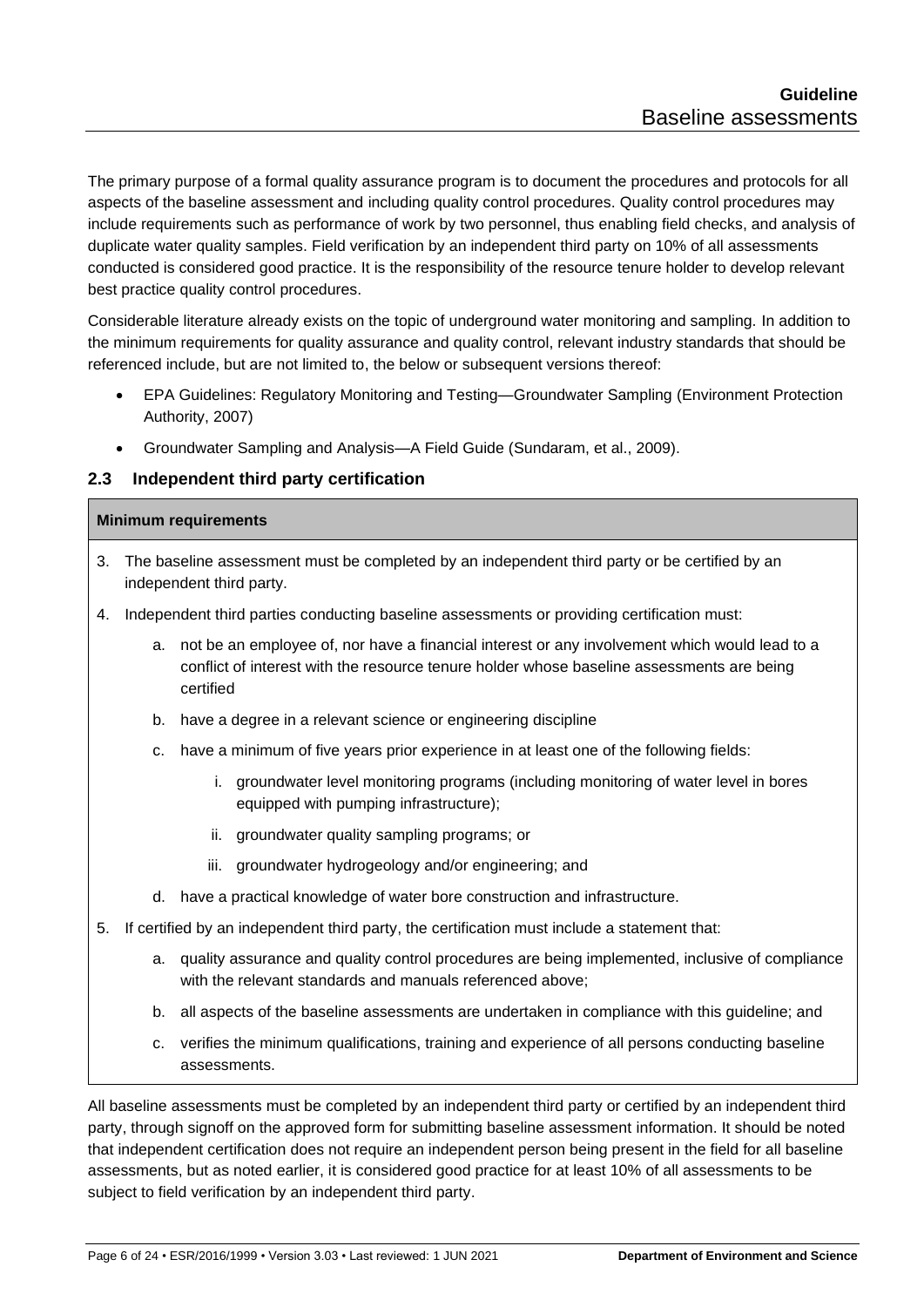The primary purpose of a formal quality assurance program is to document the procedures and protocols for all aspects of the baseline assessment and including quality control procedures. Quality control procedures may include requirements such as performance of work by two personnel, thus enabling field checks, and analysis of duplicate water quality samples. Field verification by an independent third party on 10% of all assessments conducted is considered good practice. It is the responsibility of the resource tenure holder to develop relevant best practice quality control procedures.

Considerable literature already exists on the topic of underground water monitoring and sampling. In addition to the minimum requirements for quality assurance and quality control, relevant industry standards that should be referenced include, but are not limited to, the below or subsequent versions thereof:

- EPA Guidelines: Regulatory Monitoring and Testing—Groundwater Sampling (Environment Protection Authority, 2007)
- Groundwater Sampling and Analysis—A Field Guide (Sundaram, et al., 2009).

## 2.3 Independent third party certification

**Minimum requirements**

3. The baseline assessment must be completed by an independent third party or be certified by an independent third party.
4. Independent third parties conducting baseline assessments or providing certification must:
    a. not be an employee of, nor have a financial interest or any involvement which would lead to a conflict of interest with the resource tenure holder whose baseline assessments are being certified
    b. have a degree in a relevant science or engineering discipline
    c. have a minimum of five years prior experience in at least one of the following fields:
        i. groundwater level monitoring programs (including monitoring of water level in bores equipped with pumping infrastructure);
        ii. groundwater quality sampling programs; or
        iii. groundwater hydrogeology and/or engineering; and
    d. have a practical knowledge of water bore construction and infrastructure.
5. If certified by an independent third party, the certification must include a statement that:
    a. quality assurance and quality control procedures are being implemented, inclusive of compliance with the relevant standards and manuals referenced above;
    b. all aspects of the baseline assessments are undertaken in compliance with this guideline; and
    c. verifies the minimum qualifications, training and experience of all persons conducting baseline assessments.

All baseline assessments must be completed by an independent third party or certified by an independent third party, through signoff on the approved form for submitting baseline assessment information. It should be noted that independent certification does not require an independent person being present in the field for all baseline assessments, but as noted earlier, it is considered good practice for at least 10% of all assessments to be subject to field verification by an independent third party.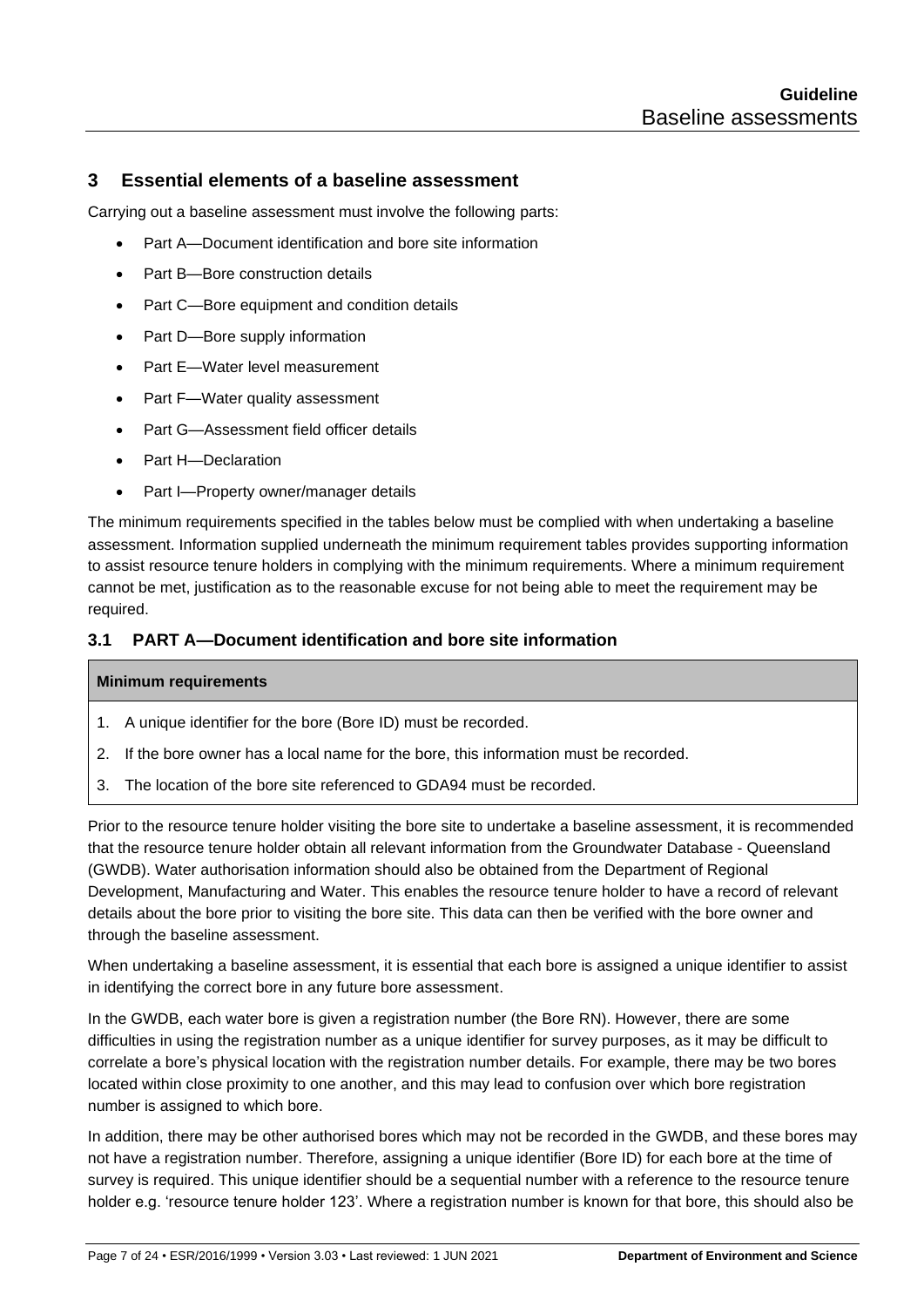## 3 Essential elements of a baseline assessment

Carrying out a baseline assessment must involve the following parts:

- Part A—Document identification and bore site information
- Part B—Bore construction details
- Part C—Bore equipment and condition details
- Part D—Bore supply information
- Part E—Water level measurement
- Part F—Water quality assessment
- Part G—Assessment field officer details
- Part H—Declaration
- Part I—Property owner/manager details

The minimum requirements specified in the tables below must be complied with when undertaking a baseline assessment. Information supplied underneath the minimum requirement tables provides supporting information to assist resource tenure holders in complying with the minimum requirements. Where a minimum requirement cannot be met, justification as to the reasonable excuse for not being able to meet the requirement may be required.

### 3.1 PART A—Document identification and bore site information

| **Minimum requirements** |
|---|
| 1. A unique identifier for the bore (Bore ID) must be recorded. |
| 2. If the bore owner has a local name for the bore, this information must be recorded. |
| 3. The location of the bore site referenced to GDA94 must be recorded. |

Prior to the resource tenure holder visiting the bore site to undertake a baseline assessment, it is recommended that the resource tenure holder obtain all relevant information from the Groundwater Database - Queensland (GWDB). Water authorisation information should also be obtained from the Department of Regional Development, Manufacturing and Water. This enables the resource tenure holder to have a record of relevant details about the bore prior to visiting the bore site. This data can then be verified with the bore owner and through the baseline assessment.

When undertaking a baseline assessment, it is essential that each bore is assigned a unique identifier to assist in identifying the correct bore in any future bore assessment.

In the GWDB, each water bore is given a registration number (the Bore RN). However, there are some difficulties in using the registration number as a unique identifier for survey purposes, as it may be difficult to correlate a bore's physical location with the registration number details. For example, there may be two bores located within close proximity to one another, and this may lead to confusion over which bore registration number is assigned to which bore.

In addition, there may be other authorised bores which may not be recorded in the GWDB, and these bores may not have a registration number. Therefore, assigning a unique identifier (Bore ID) for each bore at the time of survey is required. This unique identifier should be a sequential number with a reference to the resource tenure holder e.g. 'resource tenure holder 123'. Where a registration number is known for that bore, this should also be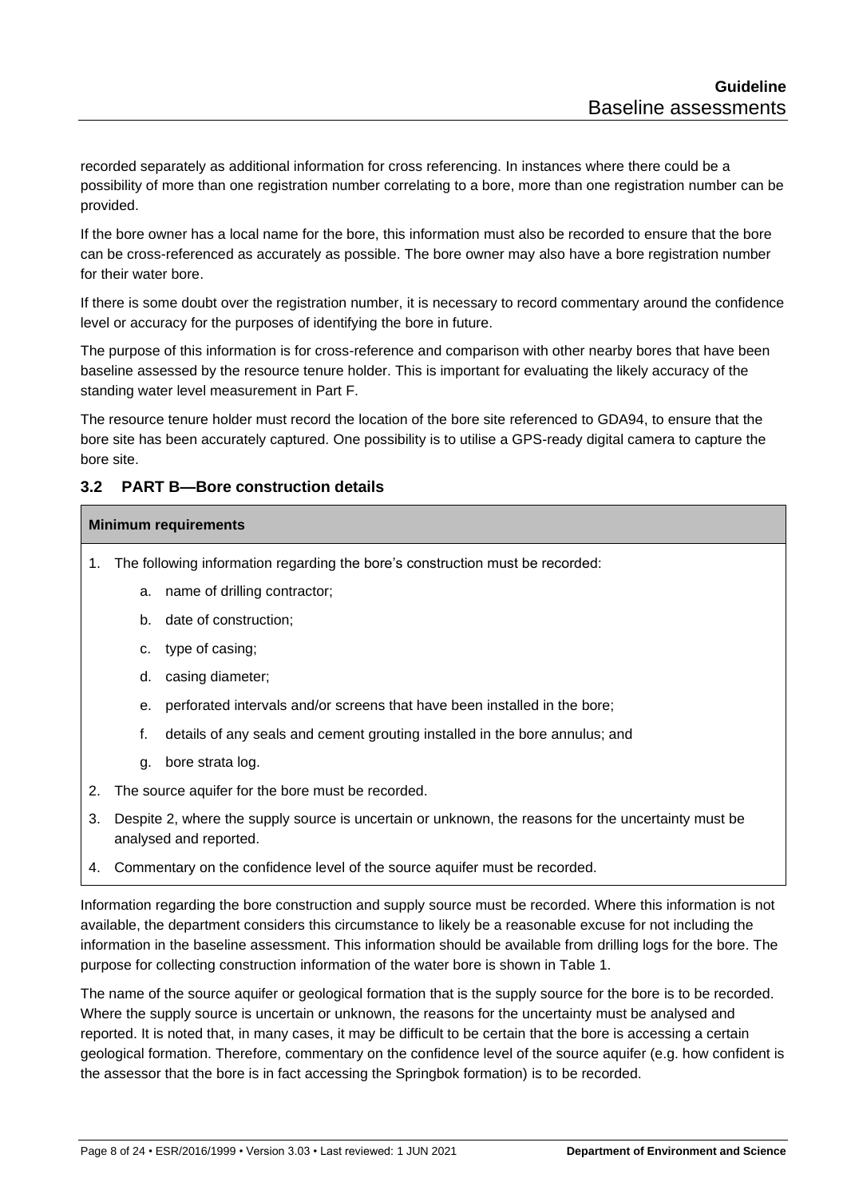recorded separately as additional information for cross referencing. In instances where there could be a possibility of more than one registration number correlating to a bore, more than one registration number can be provided.

If the bore owner has a local name for the bore, this information must also be recorded to ensure that the bore can be cross-referenced as accurately as possible. The bore owner may also have a bore registration number for their water bore.

If there is some doubt over the registration number, it is necessary to record commentary around the confidence level or accuracy for the purposes of identifying the bore in future.

The purpose of this information is for cross-reference and comparison with other nearby bores that have been baseline assessed by the resource tenure holder. This is important for evaluating the likely accuracy of the standing water level measurement in Part F.

The resource tenure holder must record the location of the bore site referenced to GDA94, to ensure that the bore site has been accurately captured. One possibility is to utilise a GPS-ready digital camera to capture the bore site.

### 3.2 PART B—Bore construction details

| **Minimum requirements** |
|---|
| 1. The following information regarding the bore's construction must be recorded:<br>a. name of drilling contractor;<br>b. date of construction;<br>c. type of casing;<br>d. casing diameter;<br>e. perforated intervals and/or screens that have been installed in the bore;<br>f. details of any seals and cement grouting installed in the bore annulus; and<br>g. bore strata log.<br>2. The source aquifer for the bore must be recorded.<br>3. Despite 2, where the supply source is uncertain or unknown, the reasons for the uncertainty must be analysed and reported.<br>4. Commentary on the confidence level of the source aquifer must be recorded. |

Information regarding the bore construction and supply source must be recorded. Where this information is not available, the department considers this circumstance to likely be a reasonable excuse for not including the information in the baseline assessment. This information should be available from drilling logs for the bore. The purpose for collecting construction information of the water bore is shown in Table 1.

The name of the source aquifer or geological formation that is the supply source for the bore is to be recorded. Where the supply source is uncertain or unknown, the reasons for the uncertainty must be analysed and reported. It is noted that, in many cases, it may be difficult to be certain that the bore is accessing a certain geological formation. Therefore, commentary on the confidence level of the source aquifer (e.g. how confident is the assessor that the bore is in fact accessing the Springbok formation) is to be recorded.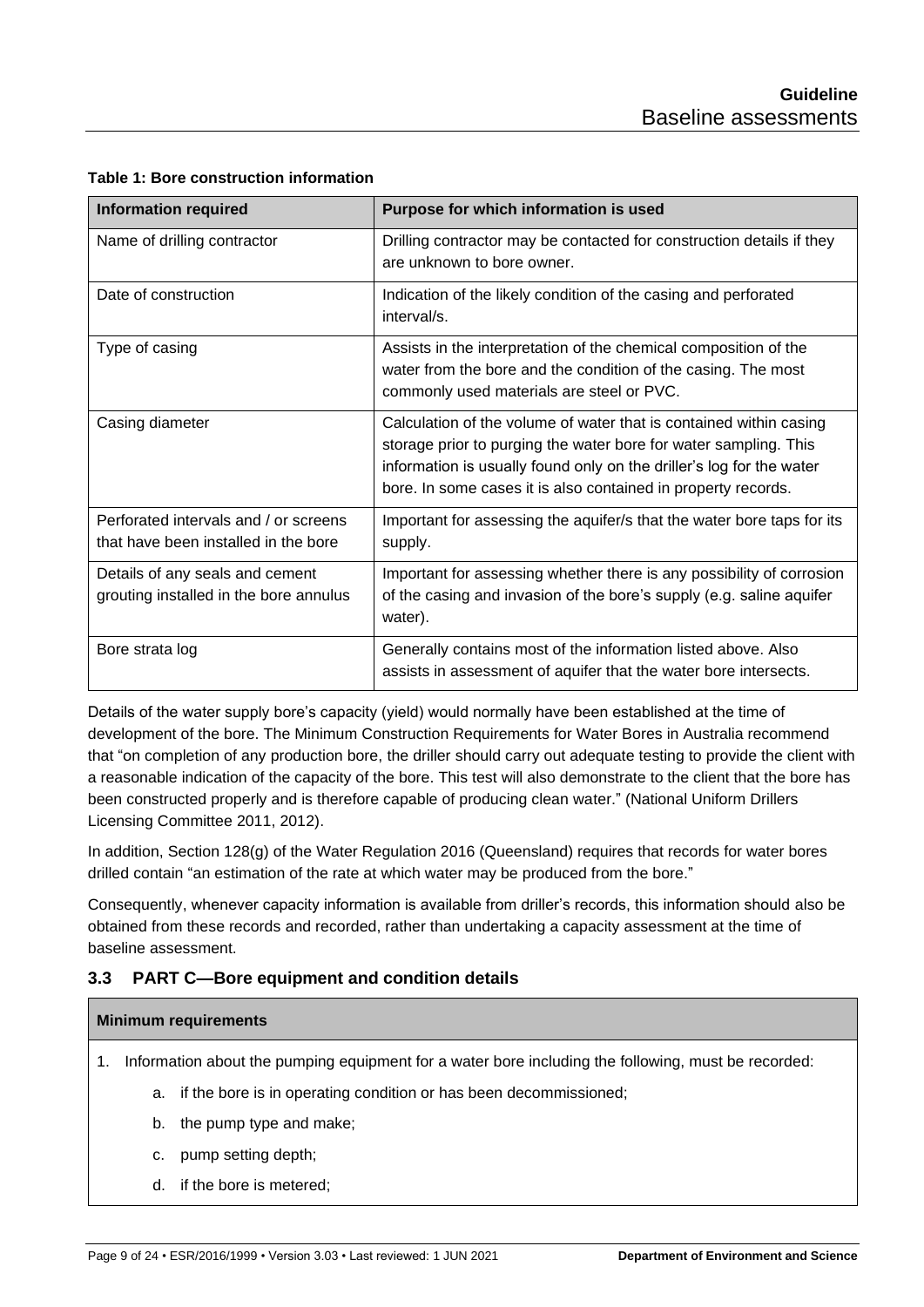**Table 1: Bore construction information**

| Information required | Purpose for which information is used |
|---|---|
| Name of drilling contractor | Drilling contractor may be contacted for construction details if they are unknown to bore owner. |
| Date of construction | Indication of the likely condition of the casing and perforated interval/s. |
| Type of casing | Assists in the interpretation of the chemical composition of the water from the bore and the condition of the casing. The most commonly used materials are steel or PVC. |
| Casing diameter | Calculation of the volume of water that is contained within casing storage prior to purging the water bore for water sampling. This information is usually found only on the driller's log for the water bore. In some cases it is also contained in property records. |
| Perforated intervals and / or screens that have been installed in the bore | Important for assessing the aquifer/s that the water bore taps for its supply. |
| Details of any seals and cement grouting installed in the bore annulus | Important for assessing whether there is any possibility of corrosion of the casing and invasion of the bore's supply (e.g. saline aquifer water). |
| Bore strata log | Generally contains most of the information listed above. Also assists in assessment of aquifer that the water bore intersects. |

Details of the water supply bore's capacity (yield) would normally have been established at the time of development of the bore. The Minimum Construction Requirements for Water Bores in Australia recommend that "on completion of any production bore, the driller should carry out adequate testing to provide the client with a reasonable indication of the capacity of the bore. This test will also demonstrate to the client that the bore has been constructed properly and is therefore capable of producing clean water." (National Uniform Drillers Licensing Committee 2011, 2012).

In addition, Section 128(g) of the Water Regulation 2016 (Queensland) requires that records for water bores drilled contain "an estimation of the rate at which water may be produced from the bore."

Consequently, whenever capacity information is available from driller's records, this information should also be obtained from these records and recorded, rather than undertaking a capacity assessment at the time of baseline assessment.

## 3.3 PART C—Bore equipment and condition details

**Minimum requirements**

1. Information about the pumping equipment for a water bore including the following, must be recorded:
    a. if the bore is in operating condition or has been decommissioned;
    b. the pump type and make;
    c. pump setting depth;
    d. if the bore is metered;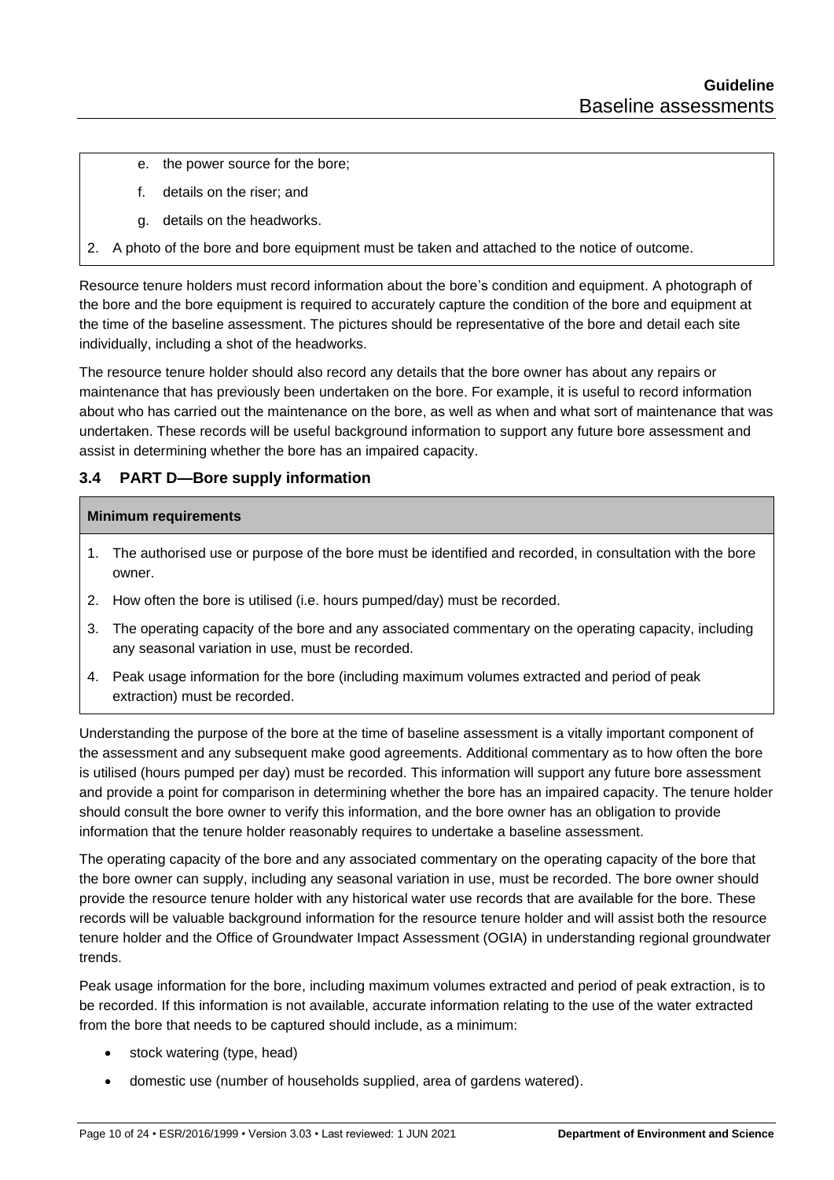e. the power source for the bore;

f. details on the riser; and

g. details on the headworks.

2. A photo of the bore and bore equipment must be taken and attached to the notice of outcome.

Resource tenure holders must record information about the bore's condition and equipment. A photograph of the bore and the bore equipment is required to accurately capture the condition of the bore and equipment at the time of the baseline assessment. The pictures should be representative of the bore and detail each site individually, including a shot of the headworks.

The resource tenure holder should also record any details that the bore owner has about any repairs or maintenance that has previously been undertaken on the bore. For example, it is useful to record information about who has carried out the maintenance on the bore, as well as when and what sort of maintenance that was undertaken. These records will be useful background information to support any future bore assessment and assist in determining whether the bore has an impaired capacity.

### 3.4 PART D—Bore supply information

**Minimum requirements**

1. The authorised use or purpose of the bore must be identified and recorded, in consultation with the bore owner.
2. How often the bore is utilised (i.e. hours pumped/day) must be recorded.
3. The operating capacity of the bore and any associated commentary on the operating capacity, including any seasonal variation in use, must be recorded.
4. Peak usage information for the bore (including maximum volumes extracted and period of peak extraction) must be recorded.

Understanding the purpose of the bore at the time of baseline assessment is a vitally important component of the assessment and any subsequent make good agreements. Additional commentary as to how often the bore is utilised (hours pumped per day) must be recorded. This information will support any future bore assessment and provide a point for comparison in determining whether the bore has an impaired capacity. The tenure holder should consult the bore owner to verify this information, and the bore owner has an obligation to provide information that the tenure holder reasonably requires to undertake a baseline assessment.

The operating capacity of the bore and any associated commentary on the operating capacity of the bore that the bore owner can supply, including any seasonal variation in use, must be recorded. The bore owner should provide the resource tenure holder with any historical water use records that are available for the bore. These records will be valuable background information for the resource tenure holder and will assist both the resource tenure holder and the Office of Groundwater Impact Assessment (OGIA) in understanding regional groundwater trends.

Peak usage information for the bore, including maximum volumes extracted and period of peak extraction, is to be recorded. If this information is not available, accurate information relating to the use of the water extracted from the bore that needs to be captured should include, as a minimum:

- stock watering (type, head)
- domestic use (number of households supplied, area of gardens watered).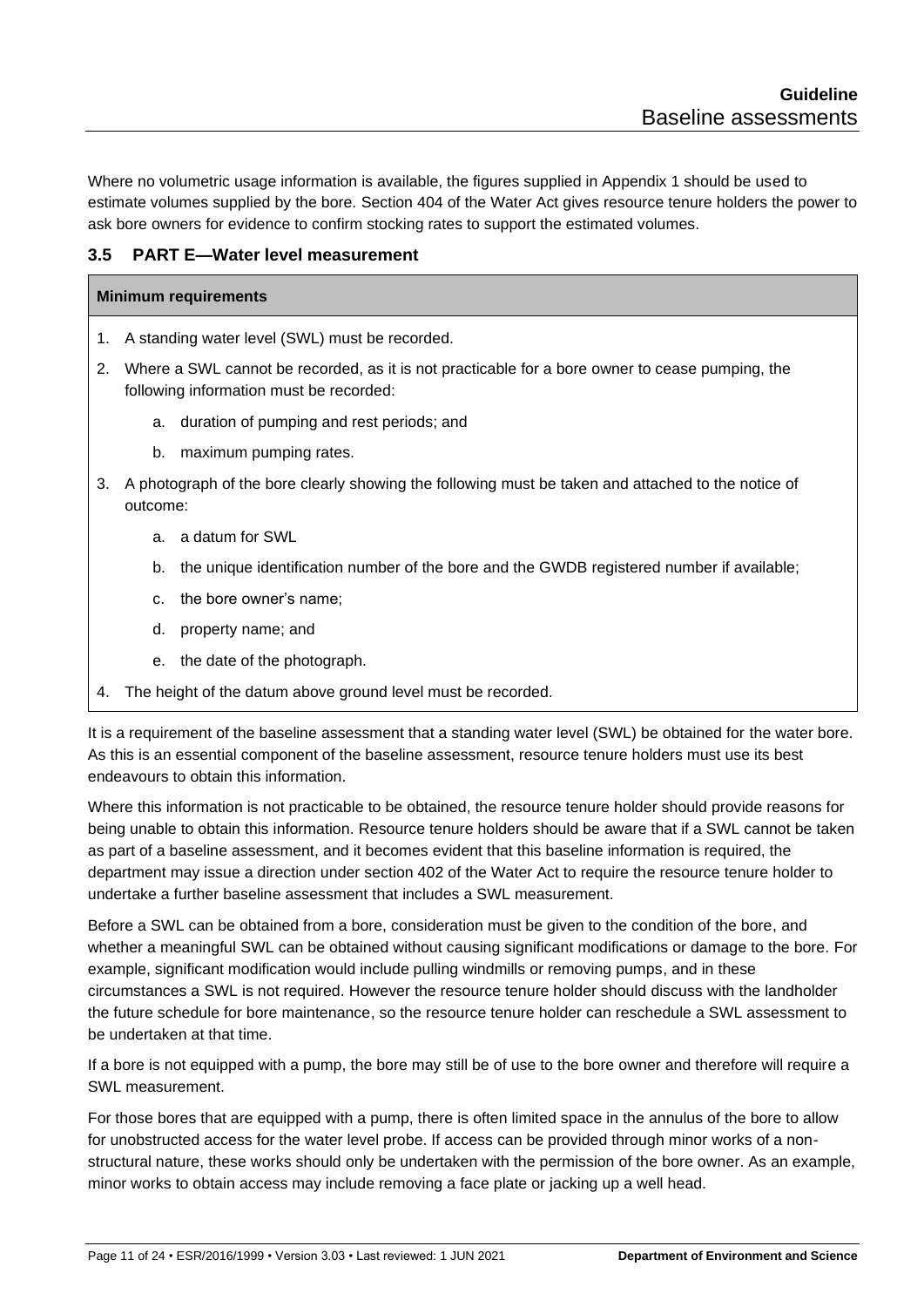Where no volumetric usage information is available, the figures supplied in Appendix 1 should be used to estimate volumes supplied by the bore. Section 404 of the Water Act gives resource tenure holders the power to ask bore owners for evidence to confirm stocking rates to support the estimated volumes.

### 3.5 PART E—Water level measurement

| **Minimum requirements** |
|---|
| 1. A standing water level (SWL) must be recorded.<br>2. Where a SWL cannot be recorded, as it is not practicable for a bore owner to cease pumping, the following information must be recorded:<br>a. duration of pumping and rest periods; and<br>b. maximum pumping rates.<br>3. A photograph of the bore clearly showing the following must be taken and attached to the notice of outcome:<br>a. a datum for SWL<br>b. the unique identification number of the bore and the GWDB registered number if available;<br>c. the bore owner's name;<br>d. property name; and<br>e. the date of the photograph.<br>4. The height of the datum above ground level must be recorded. |

It is a requirement of the baseline assessment that a standing water level (SWL) be obtained for the water bore. As this is an essential component of the baseline assessment, resource tenure holders must use its best endeavours to obtain this information.

Where this information is not practicable to be obtained, the resource tenure holder should provide reasons for being unable to obtain this information. Resource tenure holders should be aware that if a SWL cannot be taken as part of a baseline assessment, and it becomes evident that this baseline information is required, the department may issue a direction under section 402 of the Water Act to require the resource tenure holder to undertake a further baseline assessment that includes a SWL measurement.

Before a SWL can be obtained from a bore, consideration must be given to the condition of the bore, and whether a meaningful SWL can be obtained without causing significant modifications or damage to the bore. For example, significant modification would include pulling windmills or removing pumps, and in these circumstances a SWL is not required. However the resource tenure holder should discuss with the landholder the future schedule for bore maintenance, so the resource tenure holder can reschedule a SWL assessment to be undertaken at that time.

If a bore is not equipped with a pump, the bore may still be of use to the bore owner and therefore will require a SWL measurement.

For those bores that are equipped with a pump, there is often limited space in the annulus of the bore to allow for unobstructed access for the water level probe. If access can be provided through minor works of a non-structural nature, these works should only be undertaken with the permission of the bore owner. As an example, minor works to obtain access may include removing a face plate or jacking up a well head.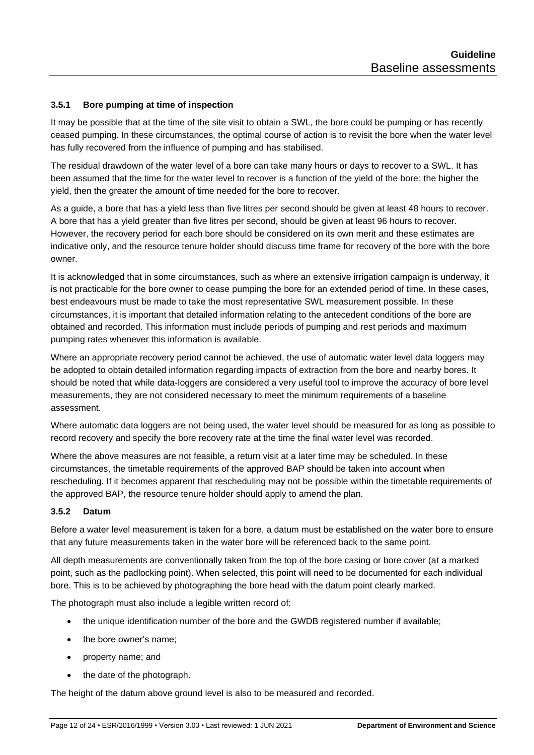### 3.5.1 Bore pumping at time of inspection

It may be possible that at the time of the site visit to obtain a SWL, the bore could be pumping or has recently ceased pumping. In these circumstances, the optimal course of action is to revisit the bore when the water level has fully recovered from the influence of pumping and has stabilised.

The residual drawdown of the water level of a bore can take many hours or days to recover to a SWL. It has been assumed that the time for the water level to recover is a function of the yield of the bore; the higher the yield, then the greater the amount of time needed for the bore to recover.

As a guide, a bore that has a yield less than five litres per second should be given at least 48 hours to recover. A bore that has a yield greater than five litres per second, should be given at least 96 hours to recover. However, the recovery period for each bore should be considered on its own merit and these estimates are indicative only, and the resource tenure holder should discuss time frame for recovery of the bore with the bore owner.

It is acknowledged that in some circumstances, such as where an extensive irrigation campaign is underway, it is not practicable for the bore owner to cease pumping the bore for an extended period of time. In these cases, best endeavours must be made to take the most representative SWL measurement possible. In these circumstances, it is important that detailed information relating to the antecedent conditions of the bore are obtained and recorded. This information must include periods of pumping and rest periods and maximum pumping rates whenever this information is available.

Where an appropriate recovery period cannot be achieved, the use of automatic water level data loggers may be adopted to obtain detailed information regarding impacts of extraction from the bore and nearby bores. It should be noted that while data-loggers are considered a very useful tool to improve the accuracy of bore level measurements, they are not considered necessary to meet the minimum requirements of a baseline assessment.

Where automatic data loggers are not being used, the water level should be measured for as long as possible to record recovery and specify the bore recovery rate at the time the final water level was recorded.

Where the above measures are not feasible, a return visit at a later time may be scheduled. In these circumstances, the timetable requirements of the approved BAP should be taken into account when rescheduling. If it becomes apparent that rescheduling may not be possible within the timetable requirements of the approved BAP, the resource tenure holder should apply to amend the plan.

### 3.5.2 Datum

Before a water level measurement is taken for a bore, a datum must be established on the water bore to ensure that any future measurements taken in the water bore will be referenced back to the same point.

All depth measurements are conventionally taken from the top of the bore casing or bore cover (at a marked point, such as the padlocking point). When selected, this point will need to be documented for each individual bore. This is to be achieved by photographing the bore head with the datum point clearly marked.

The photograph must also include a legible written record of:

- the unique identification number of the bore and the GWDB registered number if available;
- the bore owner's name;
- property name; and
- the date of the photograph.

The height of the datum above ground level is also to be measured and recorded.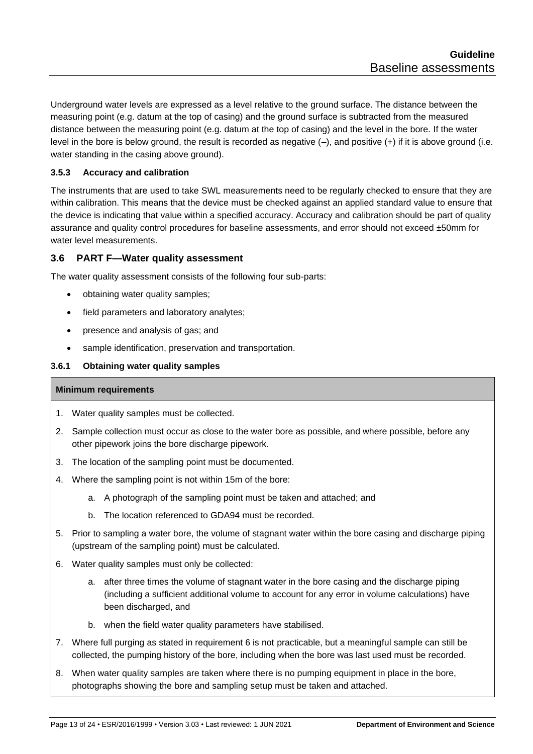Underground water levels are expressed as a level relative to the ground surface. The distance between the measuring point (e.g. datum at the top of casing) and the ground surface is subtracted from the measured distance between the measuring point (e.g. datum at the top of casing) and the level in the bore. If the water level in the bore is below ground, the result is recorded as negative (–), and positive (+) if it is above ground (i.e. water standing in the casing above ground).

#### 3.5.3 Accuracy and calibration

The instruments that are used to take SWL measurements need to be regularly checked to ensure that they are within calibration. This means that the device must be checked against an applied standard value to ensure that the device is indicating that value within a specified accuracy. Accuracy and calibration should be part of quality assurance and quality control procedures for baseline assessments, and error should not exceed ±50mm for water level measurements.

### 3.6 PART F—Water quality assessment

The water quality assessment consists of the following four sub-parts:

- obtaining water quality samples;
- field parameters and laboratory analytes;
- presence and analysis of gas; and
- sample identification, preservation and transportation.

#### 3.6.1 Obtaining water quality samples

**Minimum requirements**

1. Water quality samples must be collected.
2. Sample collection must occur as close to the water bore as possible, and where possible, before any other pipework joins the bore discharge pipework.
3. The location of the sampling point must be documented.
4. Where the sampling point is not within 15m of the bore:
    a. A photograph of the sampling point must be taken and attached; and
    b. The location referenced to GDA94 must be recorded.
5. Prior to sampling a water bore, the volume of stagnant water within the bore casing and discharge piping (upstream of the sampling point) must be calculated.
6. Water quality samples must only be collected:
    a. after three times the volume of stagnant water in the bore casing and the discharge piping (including a sufficient additional volume to account for any error in volume calculations) have been discharged, and
    b. when the field water quality parameters have stabilised.
7. Where full purging as stated in requirement 6 is not practicable, but a meaningful sample can still be collected, the pumping history of the bore, including when the bore was last used must be recorded.
8. When water quality samples are taken where there is no pumping equipment in place in the bore, photographs showing the bore and sampling setup must be taken and attached.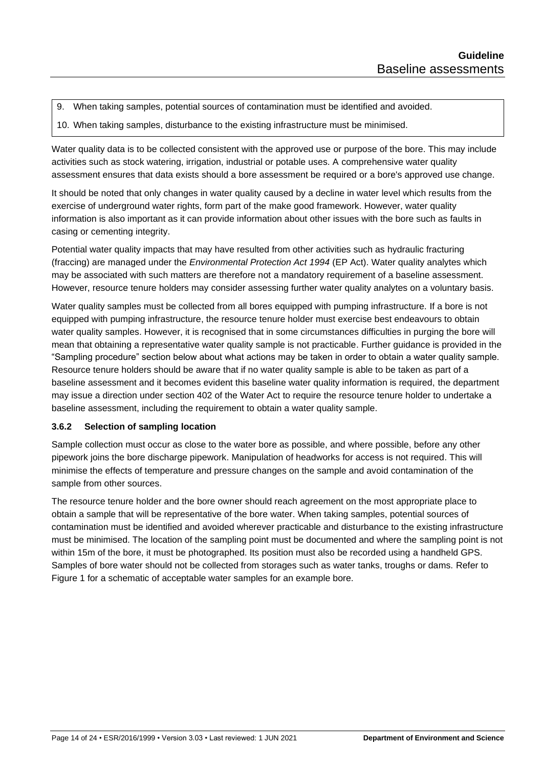9. When taking samples, potential sources of contamination must be identified and avoided.
10. When taking samples, disturbance to the existing infrastructure must be minimised.

Water quality data is to be collected consistent with the approved use or purpose of the bore. This may include activities such as stock watering, irrigation, industrial or potable uses. A comprehensive water quality assessment ensures that data exists should a bore assessment be required or a bore's approved use change.

It should be noted that only changes in water quality caused by a decline in water level which results from the exercise of underground water rights, form part of the make good framework. However, water quality information is also important as it can provide information about other issues with the bore such as faults in casing or cementing integrity.

Potential water quality impacts that may have resulted from other activities such as hydraulic fracturing (fraccing) are managed under the *Environmental Protection Act 1994* (EP Act). Water quality analytes which may be associated with such matters are therefore not a mandatory requirement of a baseline assessment. However, resource tenure holders may consider assessing further water quality analytes on a voluntary basis.

Water quality samples must be collected from all bores equipped with pumping infrastructure. If a bore is not equipped with pumping infrastructure, the resource tenure holder must exercise best endeavours to obtain water quality samples. However, it is recognised that in some circumstances difficulties in purging the bore will mean that obtaining a representative water quality sample is not practicable. Further guidance is provided in the "Sampling procedure" section below about what actions may be taken in order to obtain a water quality sample. Resource tenure holders should be aware that if no water quality sample is able to be taken as part of a baseline assessment and it becomes evident this baseline water quality information is required, the department may issue a direction under section 402 of the Water Act to require the resource tenure holder to undertake a baseline assessment, including the requirement to obtain a water quality sample.

### 3.6.2 Selection of sampling location

Sample collection must occur as close to the water bore as possible, and where possible, before any other pipework joins the bore discharge pipework. Manipulation of headworks for access is not required. This will minimise the effects of temperature and pressure changes on the sample and avoid contamination of the sample from other sources.

The resource tenure holder and the bore owner should reach agreement on the most appropriate place to obtain a sample that will be representative of the bore water. When taking samples, potential sources of contamination must be identified and avoided wherever practicable and disturbance to the existing infrastructure must be minimised. The location of the sampling point must be documented and where the sampling point is not within 15m of the bore, it must be photographed. Its position must also be recorded using a handheld GPS. Samples of bore water should not be collected from storages such as water tanks, troughs or dams. Refer to Figure 1 for a schematic of acceptable water samples for an example bore.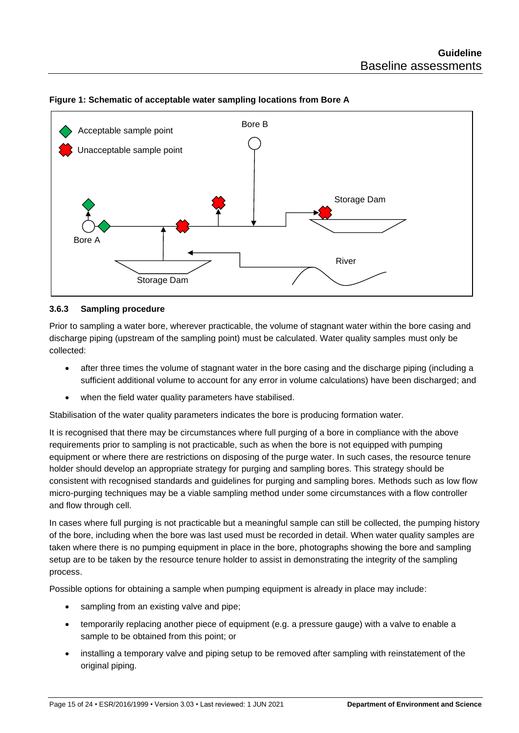**Figure 1: Schematic of acceptable water sampling locations from Bore A**

Acceptable sample point

Unacceptable sample point

Bore A

Bore B

Storage Dam

Storage Dam

River

#### 3.6.3 Sampling procedure

Prior to sampling a water bore, wherever practicable, the volume of stagnant water within the bore casing and discharge piping (upstream of the sampling point) must be calculated. Water quality samples must only be collected:

- after three times the volume of stagnant water in the bore casing and the discharge piping (including a sufficient additional volume to account for any error in volume calculations) have been discharged; and
- when the field water quality parameters have stabilised.

Stabilisation of the water quality parameters indicates the bore is producing formation water.

It is recognised that there may be circumstances where full purging of a bore in compliance with the above requirements prior to sampling is not practicable, such as when the bore is not equipped with pumping equipment or where there are restrictions on disposing of the purge water. In such cases, the resource tenure holder should develop an appropriate strategy for purging and sampling bores. This strategy should be consistent with recognised standards and guidelines for purging and sampling bores. Methods such as low flow micro-purging techniques may be a viable sampling method under some circumstances with a flow controller and flow through cell.

In cases where full purging is not practicable but a meaningful sample can still be collected, the pumping history of the bore, including when the bore was last used must be recorded in detail. When water quality samples are taken where there is no pumping equipment in place in the bore, photographs showing the bore and sampling setup are to be taken by the resource tenure holder to assist in demonstrating the integrity of the sampling process.

Possible options for obtaining a sample when pumping equipment is already in place may include:

- sampling from an existing valve and pipe;
- temporarily replacing another piece of equipment (e.g. a pressure gauge) with a valve to enable a sample to be obtained from this point; or
- installing a temporary valve and piping setup to be removed after sampling with reinstatement of the original piping.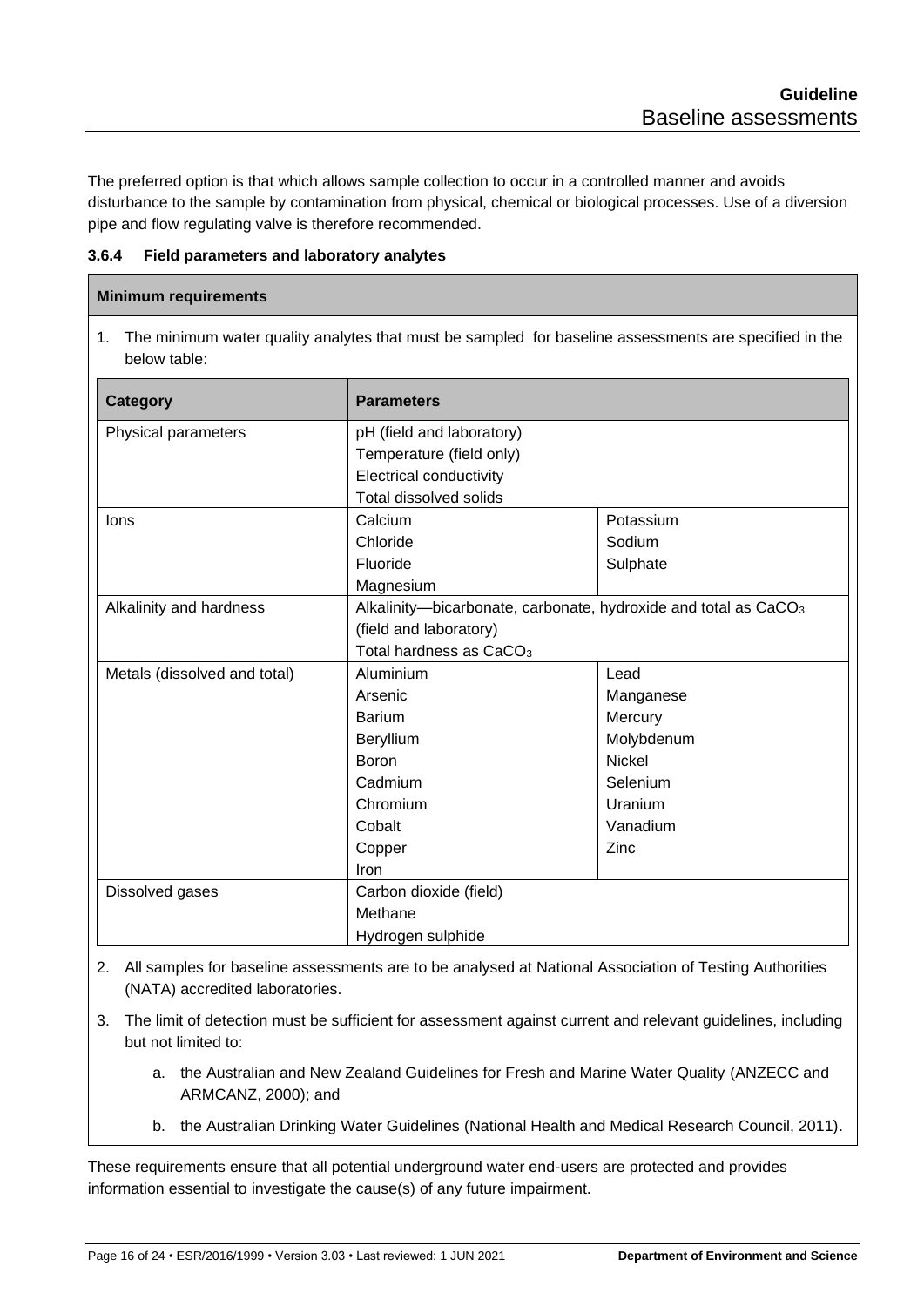The preferred option is that which allows sample collection to occur in a controlled manner and avoids disturbance to the sample by contamination from physical, chemical or biological processes. Use of a diversion pipe and flow regulating valve is therefore recommended.

### 3.6.4 Field parameters and laboratory analytes

**Minimum requirements**

1. The minimum water quality analytes that must be sampled for baseline assessments are specified in the below table:

| Category | Parameters | |
|---|---|---|
| Physical parameters | pH (field and laboratory)<br>Temperature (field only)<br>Electrical conductivity<br>Total dissolved solids | |
| Ions | Calcium<br>Chloride<br>Fluoride<br>Magnesium | Potassium<br>Sodium<br>Sulphate |
| Alkalinity and hardness | Alkalinity—bicarbonate, carbonate, hydroxide and total as $CaCO_3$ (field and laboratory)<br>Total hardness as $CaCO_3$ | |
| Metals (dissolved and total) | Aluminium<br>Arsenic<br>Barium<br>Beryllium<br>Boron<br>Cadmium<br>Chromium<br>Cobalt<br>Copper<br>Iron | Lead<br>Manganese<br>Mercury<br>Molybdenum<br>Nickel<br>Selenium<br>Uranium<br>Vanadium<br>Zinc |
| Dissolved gases | Carbon dioxide (field)<br>Methane<br>Hydrogen sulphide | |

2. All samples for baseline assessments are to be analysed at National Association of Testing Authorities (NATA) accredited laboratories.
3. The limit of detection must be sufficient for assessment against current and relevant guidelines, including but not limited to:
   a. the Australian and New Zealand Guidelines for Fresh and Marine Water Quality (ANZECC and ARMCANZ, 2000); and
   b. the Australian Drinking Water Guidelines (National Health and Medical Research Council, 2011).

These requirements ensure that all potential underground water end-users are protected and provides information essential to investigate the cause(s) of any future impairment.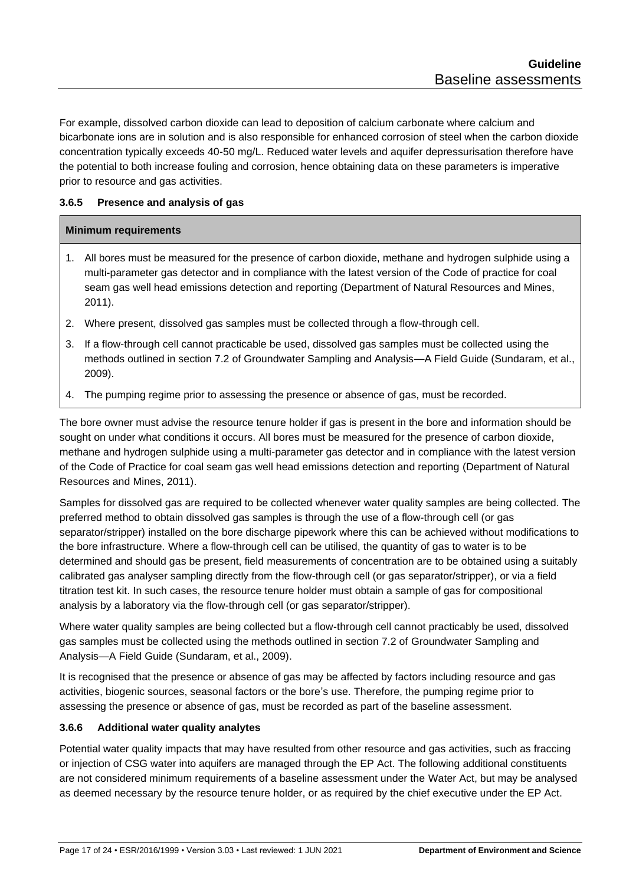For example, dissolved carbon dioxide can lead to deposition of calcium carbonate where calcium and bicarbonate ions are in solution and is also responsible for enhanced corrosion of steel when the carbon dioxide concentration typically exceeds 40-50 mg/L. Reduced water levels and aquifer depressurisation therefore have the potential to both increase fouling and corrosion, hence obtaining data on these parameters is imperative prior to resource and gas activities.

### 3.6.5 Presence and analysis of gas

| **Minimum requirements** |
|---|
| 1. All bores must be measured for the presence of carbon dioxide, methane and hydrogen sulphide using a multi-parameter gas detector and in compliance with the latest version of the Code of practice for coal seam gas well head emissions detection and reporting (Department of Natural Resources and Mines, 2011).<br>2. Where present, dissolved gas samples must be collected through a flow-through cell.<br>3. If a flow-through cell cannot practicable be used, dissolved gas samples must be collected using the methods outlined in section 7.2 of Groundwater Sampling and Analysis—A Field Guide (Sundaram, et al., 2009).<br>4. The pumping regime prior to assessing the presence or absence of gas, must be recorded. |

The bore owner must advise the resource tenure holder if gas is present in the bore and information should be sought on under what conditions it occurs. All bores must be measured for the presence of carbon dioxide, methane and hydrogen sulphide using a multi-parameter gas detector and in compliance with the latest version of the Code of Practice for coal seam gas well head emissions detection and reporting (Department of Natural Resources and Mines, 2011).

Samples for dissolved gas are required to be collected whenever water quality samples are being collected. The preferred method to obtain dissolved gas samples is through the use of a flow-through cell (or gas separator/stripper) installed on the bore discharge pipework where this can be achieved without modifications to the bore infrastructure. Where a flow-through cell can be utilised, the quantity of gas to water is to be determined and should gas be present, field measurements of concentration are to be obtained using a suitably calibrated gas analyser sampling directly from the flow-through cell (or gas separator/stripper), or via a field titration test kit. In such cases, the resource tenure holder must obtain a sample of gas for compositional analysis by a laboratory via the flow-through cell (or gas separator/stripper).

Where water quality samples are being collected but a flow-through cell cannot practicably be used, dissolved gas samples must be collected using the methods outlined in section 7.2 of Groundwater Sampling and Analysis—A Field Guide (Sundaram, et al., 2009).

It is recognised that the presence or absence of gas may be affected by factors including resource and gas activities, biogenic sources, seasonal factors or the bore's use. Therefore, the pumping regime prior to assessing the presence or absence of gas, must be recorded as part of the baseline assessment.

### 3.6.6 Additional water quality analytes

Potential water quality impacts that may have resulted from other resource and gas activities, such as fraccing or injection of CSG water into aquifers are managed through the EP Act. The following additional constituents are not considered minimum requirements of a baseline assessment under the Water Act, but may be analysed as deemed necessary by the resource tenure holder, or as required by the chief executive under the EP Act.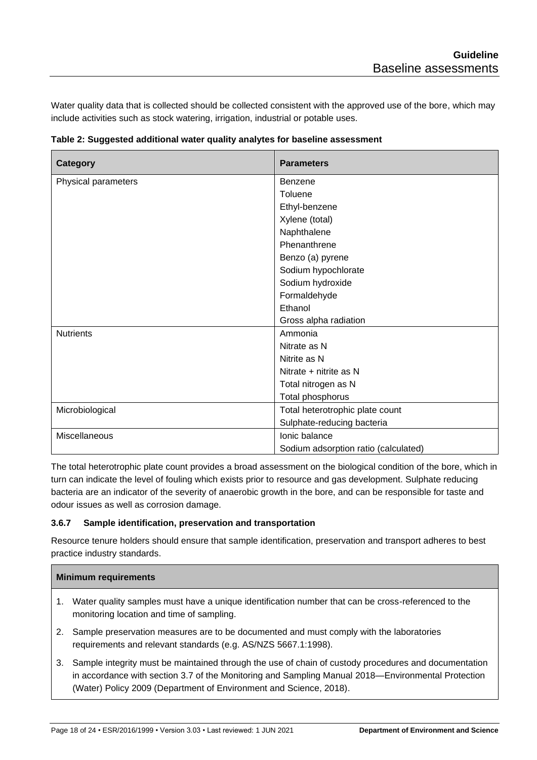Water quality data that is collected should be collected consistent with the approved use of the bore, which may include activities such as stock watering, irrigation, industrial or potable uses.

**Table 2: Suggested additional water quality analytes for baseline assessment**

| Category | Parameters |
|---|---|
| Physical parameters | Benzene<br>Toluene<br>Ethyl-benzene<br>Xylene (total)<br>Naphthalene<br>Phenanthrene<br>Benzo (a) pyrene<br>Sodium hypochlorate<br>Sodium hydroxide<br>Formaldehyde<br>Ethanol<br>Gross alpha radiation |
| Nutrients | Ammonia<br>Nitrate as N<br>Nitrite as N<br>Nitrate + nitrite as N<br>Total nitrogen as N<br>Total phosphorus |
| Microbiological | Total heterotrophic plate count<br>Sulphate-reducing bacteria |
| Miscellaneous | Ionic balance<br>Sodium adsorption ratio (calculated) |

The total heterotrophic plate count provides a broad assessment on the biological condition of the bore, which in turn can indicate the level of fouling which exists prior to resource and gas development. Sulphate reducing bacteria are an indicator of the severity of anaerobic growth in the bore, and can be responsible for taste and odour issues as well as corrosion damage.

### 3.6.7 Sample identification, preservation and transportation

Resource tenure holders should ensure that sample identification, preservation and transport adheres to best practice industry standards.

| **Minimum requirements** |
|---|
| 1. Water quality samples must have a unique identification number that can be cross-referenced to the monitoring location and time of sampling.<br>2. Sample preservation measures are to be documented and must comply with the laboratories requirements and relevant standards (e.g. AS/NZS 5667.1:1998).<br>3. Sample integrity must be maintained through the use of chain of custody procedures and documentation in accordance with section 3.7 of the Monitoring and Sampling Manual 2018—Environmental Protection (Water) Policy 2009 (Department of Environment and Science, 2018). |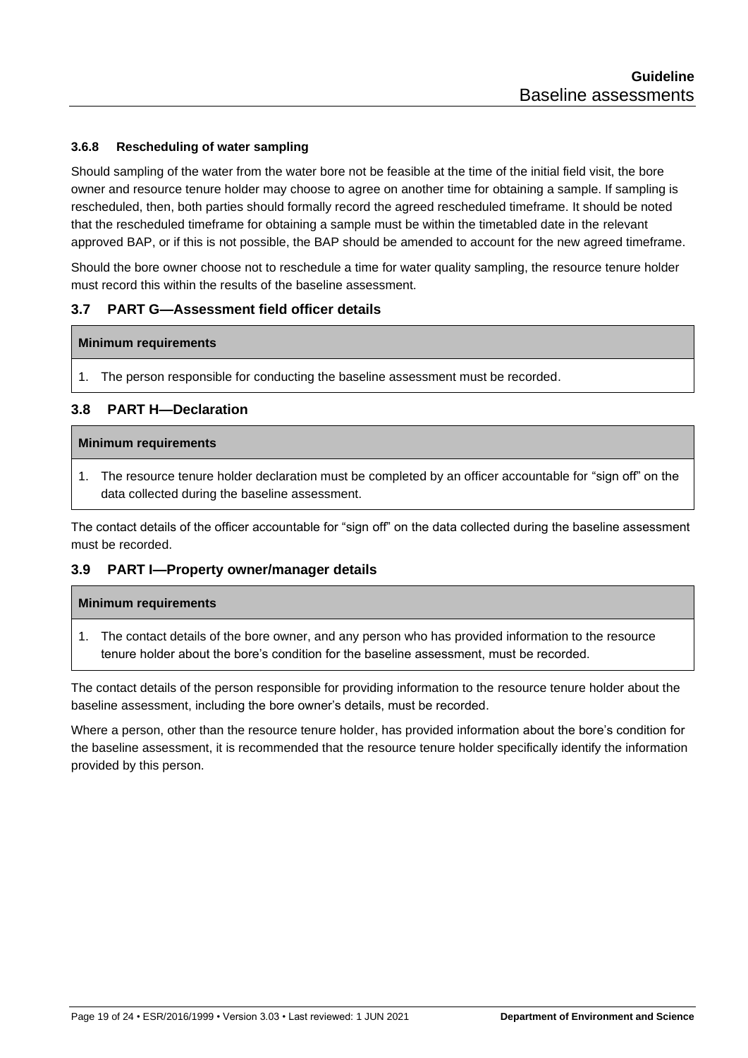#### 3.6.8 Rescheduling of water sampling

Should sampling of the water from the water bore not be feasible at the time of the initial field visit, the bore owner and resource tenure holder may choose to agree on another time for obtaining a sample. If sampling is rescheduled, then, both parties should formally record the agreed rescheduled timeframe. It should be noted that the rescheduled timeframe for obtaining a sample must be within the timetabled date in the relevant approved BAP, or if this is not possible, the BAP should be amended to account for the new agreed timeframe.

Should the bore owner choose not to reschedule a time for water quality sampling, the resource tenure holder must record this within the results of the baseline assessment.

### 3.7 PART G—Assessment field officer details

| Minimum requirements |
| --- |
| 1. The person responsible for conducting the baseline assessment must be recorded. |

### 3.8 PART H—Declaration

| Minimum requirements |
| --- |
| 1. The resource tenure holder declaration must be completed by an officer accountable for "sign off" on the data collected during the baseline assessment. |

The contact details of the officer accountable for "sign off" on the data collected during the baseline assessment must be recorded.

### 3.9 PART I—Property owner/manager details

| Minimum requirements |
| --- |
| 1. The contact details of the bore owner, and any person who has provided information to the resource tenure holder about the bore's condition for the baseline assessment, must be recorded. |

The contact details of the person responsible for providing information to the resource tenure holder about the baseline assessment, including the bore owner's details, must be recorded.

Where a person, other than the resource tenure holder, has provided information about the bore's condition for the baseline assessment, it is recommended that the resource tenure holder specifically identify the information provided by this person.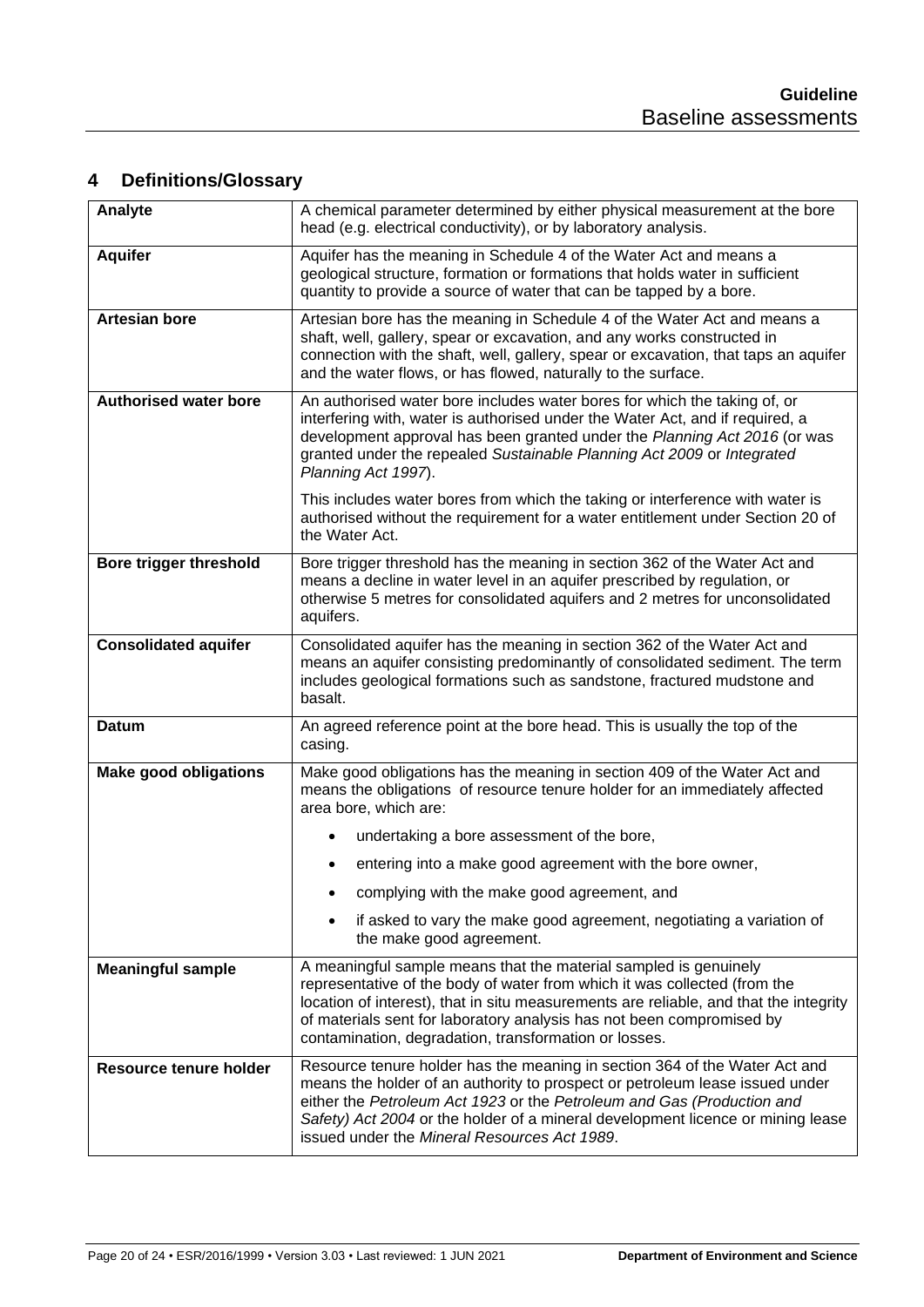## 4 Definitions/Glossary

| Term | Definition |
|---|---|
| **Analyte** | A chemical parameter determined by either physical measurement at the bore head (e.g. electrical conductivity), or by laboratory analysis. |
| **Aquifer** | Aquifer has the meaning in Schedule 4 of the Water Act and means a geological structure, formation or formations that holds water in sufficient quantity to provide a source of water that can be tapped by a bore. |
| **Artesian bore** | Artesian bore has the meaning in Schedule 4 of the Water Act and means a shaft, well, gallery, spear or excavation, and any works constructed in connection with the shaft, well, gallery, spear or excavation, that taps an aquifer and the water flows, or has flowed, naturally to the surface. |
| **Authorised water bore** | An authorised water bore includes water bores for which the taking of, or interfering with, water is authorised under the Water Act, and if required, a development approval has been granted under the *Planning Act 2016* (or was granted under the repealed *Sustainable Planning Act 2009* or *Integrated Planning Act 1997*).<br><br>This includes water bores from which the taking or interference with water is authorised without the requirement for a water entitlement under Section 20 of the Water Act. |
| **Bore trigger threshold** | Bore trigger threshold has the meaning in section 362 of the Water Act and means a decline in water level in an aquifer prescribed by regulation, or otherwise 5 metres for consolidated aquifers and 2 metres for unconsolidated aquifers. |
| **Consolidated aquifer** | Consolidated aquifer has the meaning in section 362 of the Water Act and means an aquifer consisting predominantly of consolidated sediment. The term includes geological formations such as sandstone, fractured mudstone and basalt. |
| **Datum** | An agreed reference point at the bore head. This is usually the top of the casing. |
| **Make good obligations** | Make good obligations has the meaning in section 409 of the Water Act and means the obligations of resource tenure holder for an immediately affected area bore, which are:<br>• undertaking a bore assessment of the bore,<br>• entering into a make good agreement with the bore owner,<br>• complying with the make good agreement, and<br>• if asked to vary the make good agreement, negotiating a variation of the make good agreement. |
| **Meaningful sample** | A meaningful sample means that the material sampled is genuinely representative of the body of water from which it was collected (from the location of interest), that in situ measurements are reliable, and that the integrity of materials sent for laboratory analysis has not been compromised by contamination, degradation, transformation or losses. |
| **Resource tenure holder** | Resource tenure holder has the meaning in section 364 of the Water Act and means the holder of an authority to prospect or petroleum lease issued under either the *Petroleum Act 1923* or the *Petroleum and Gas (Production and Safety) Act 2004* or the holder of a mineral development licence or mining lease issued under the *Mineral Resources Act 1989*. |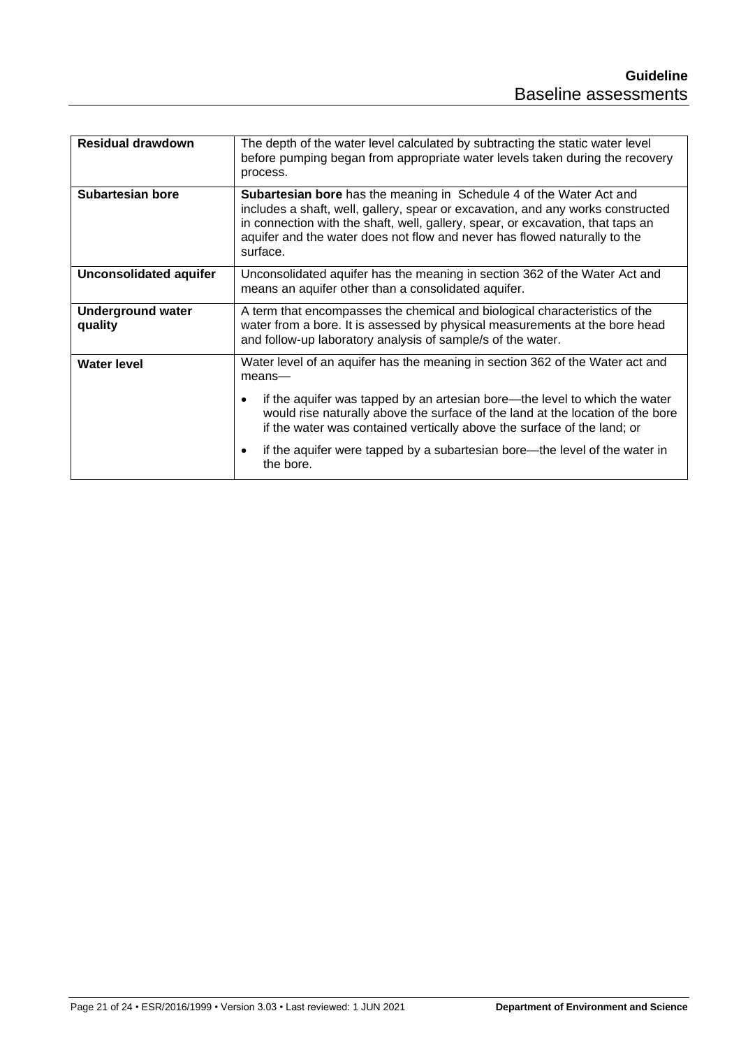| | |
|---|---|
| **Residual drawdown** | The depth of the water level calculated by subtracting the static water level before pumping began from appropriate water levels taken during the recovery process. |
| **Subartesian bore** | **Subartesian bore** has the meaning in Schedule 4 of the Water Act and includes a shaft, well, gallery, spear or excavation, and any works constructed in connection with the shaft, well, gallery, spear, or excavation, that taps an aquifer and the water does not flow and never has flowed naturally to the surface. |
| **Unconsolidated aquifer** | Unconsolidated aquifer has the meaning in section 362 of the Water Act and means an aquifer other than a consolidated aquifer. |
| **Underground water quality** | A term that encompasses the chemical and biological characteristics of the water from a bore. It is assessed by physical measurements at the bore head and follow-up laboratory analysis of sample/s of the water. |
| **Water level** | Water level of an aquifer has the meaning in section 362 of the Water act and means— <br><br> • if the aquifer was tapped by an artesian bore—the level to which the water would rise naturally above the surface of the land at the location of the bore if the water was contained vertically above the surface of the land; or <br><br> • if the aquifer were tapped by a subartesian bore—the level of the water in the bore. |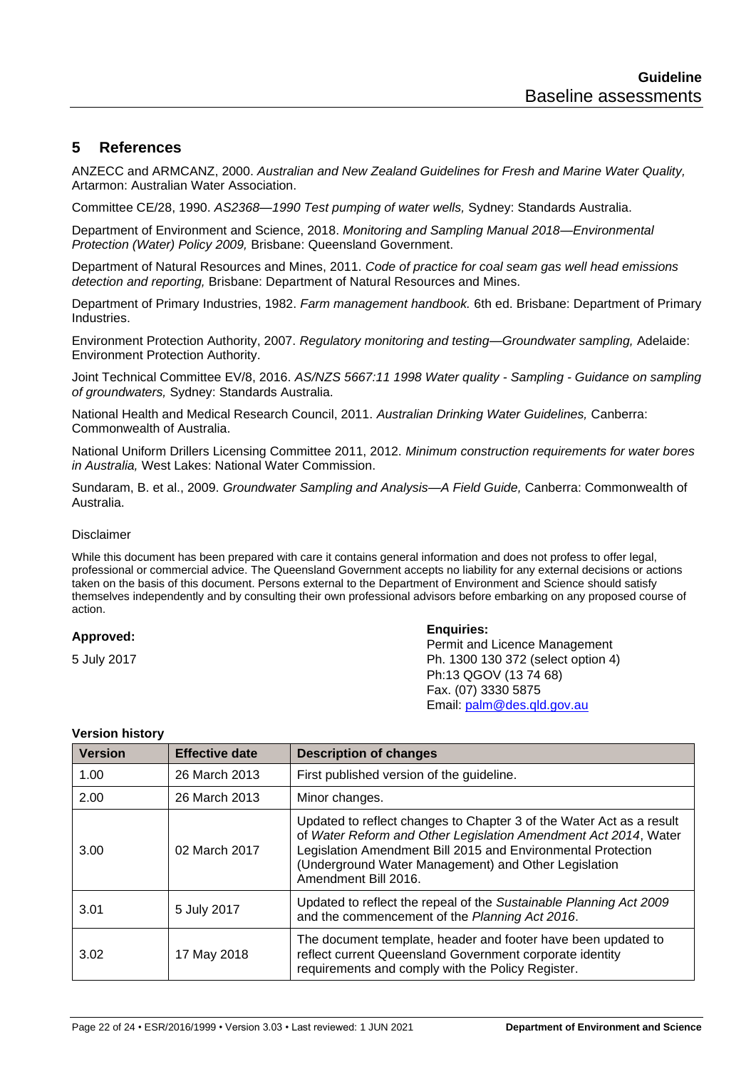## 5 References

ANZECC and ARMCANZ, 2000. *Australian and New Zealand Guidelines for Fresh and Marine Water Quality,* Artarmon: Australian Water Association.

Committee CE/28, 1990. *AS2368—1990 Test pumping of water wells,* Sydney: Standards Australia.

Department of Environment and Science, 2018. *Monitoring and Sampling Manual 2018—Environmental Protection (Water) Policy 2009,* Brisbane: Queensland Government.

Department of Natural Resources and Mines, 2011. *Code of practice for coal seam gas well head emissions detection and reporting,* Brisbane: Department of Natural Resources and Mines.

Department of Primary Industries, 1982. *Farm management handbook.* 6th ed. Brisbane: Department of Primary Industries.

Environment Protection Authority, 2007. *Regulatory monitoring and testing—Groundwater sampling,* Adelaide: Environment Protection Authority.

Joint Technical Committee EV/8, 2016. *AS/NZS 5667:11 1998 Water quality - Sampling - Guidance on sampling of groundwaters,* Sydney: Standards Australia.

National Health and Medical Research Council, 2011. *Australian Drinking Water Guidelines,* Canberra: Commonwealth of Australia.

National Uniform Drillers Licensing Committee 2011, 2012. *Minimum construction requirements for water bores in Australia,* West Lakes: National Water Commission.

Sundaram, B. et al., 2009. *Groundwater Sampling and Analysis—A Field Guide,* Canberra: Commonwealth of Australia.

Disclaimer

While this document has been prepared with care it contains general information and does not profess to offer legal, professional or commercial advice. The Queensland Government accepts no liability for any external decisions or actions taken on the basis of this document. Persons external to the Department of Environment and Science should satisfy themselves independently and by consulting their own professional advisors before embarking on any proposed course of action.

**Approved:**

5 July 2017

**Enquiries:**
Permit and Licence Management
Ph. 1300 130 372 (select option 4)
Ph:13 QGOV (13 74 68)
Fax. (07) 3330 5875
Email: palm@des.qld.gov.au

**Version history**

| Version | Effective date | Description of changes |
|---|---|---|
| 1.00 | 26 March 2013 | First published version of the guideline. |
| 2.00 | 26 March 2013 | Minor changes. |
| 3.00 | 02 March 2017 | Updated to reflect changes to Chapter 3 of the Water Act as a result of *Water Reform and Other Legislation Amendment Act 2014*, Water Legislation Amendment Bill 2015 and Environmental Protection (Underground Water Management) and Other Legislation Amendment Bill 2016. |
| 3.01 | 5 July 2017 | Updated to reflect the repeal of the *Sustainable Planning Act 2009* and the commencement of the *Planning Act 2016*. |
| 3.02 | 17 May 2018 | The document template, header and footer have been updated to reflect current Queensland Government corporate identity requirements and comply with the Policy Register. |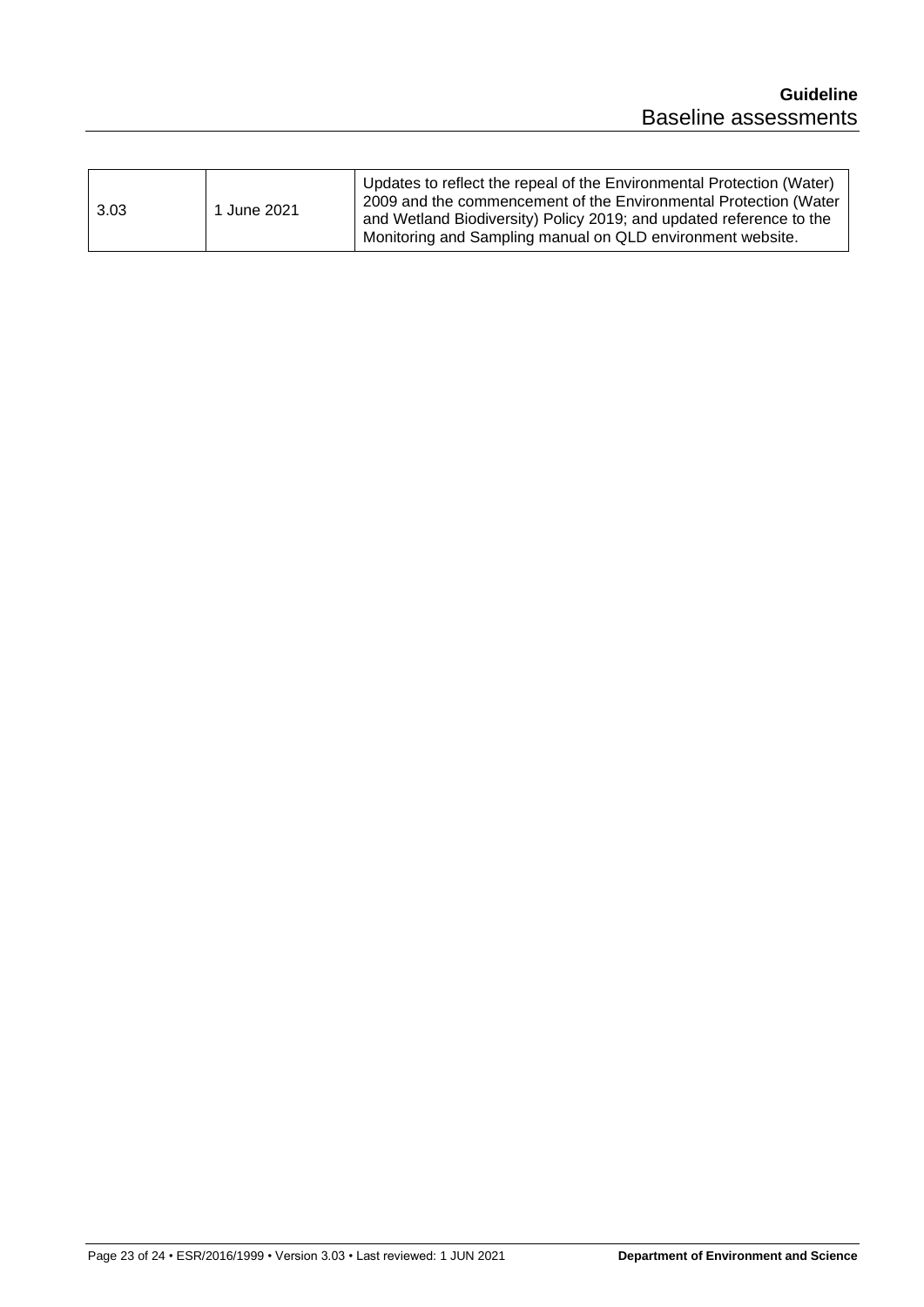| 3.03 | 1 June 2021 | Updates to reflect the repeal of the Environmental Protection (Water) 2009 and the commencement of the Environmental Protection (Water and Wetland Biodiversity) Policy 2019; and updated reference to the Monitoring and Sampling manual on QLD environment website. |
|---|---|---|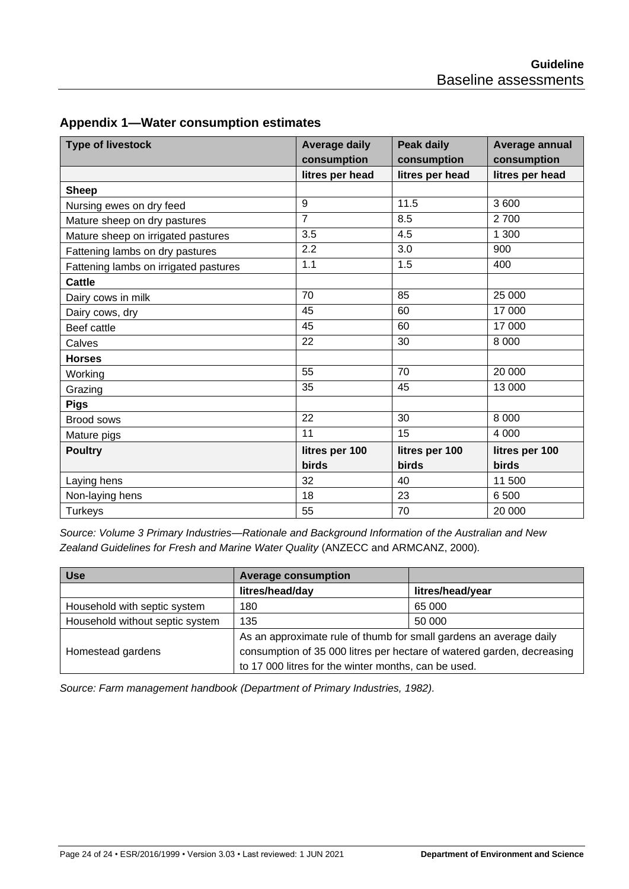## Appendix 1—Water consumption estimates

| Type of livestock | Average daily consumption | Peak daily consumption | Average annual consumption |
|---|---|---|---|
| | **litres per head** | **litres per head** | **litres per head** |
| **Sheep** | | | |
| Nursing ewes on dry feed | 9 | 11.5 | 3 600 |
| Mature sheep on dry pastures | 7 | 8.5 | 2 700 |
| Mature sheep on irrigated pastures | 3.5 | 4.5 | 1 300 |
| Fattening lambs on dry pastures | 2.2 | 3.0 | 900 |
| Fattening lambs on irrigated pastures | 1.1 | 1.5 | 400 |
| **Cattle** | | | |
| Dairy cows in milk | 70 | 85 | 25 000 |
| Dairy cows, dry | 45 | 60 | 17 000 |
| Beef cattle | 45 | 60 | 17 000 |
| Calves | 22 | 30 | 8 000 |
| **Horses** | | | |
| Working | 55 | 70 | 20 000 |
| Grazing | 35 | 45 | 13 000 |
| **Pigs** | | | |
| Brood sows | 22 | 30 | 8 000 |
| Mature pigs | 11 | 15 | 4 000 |
| **Poultry** | **litres per 100 birds** | **litres per 100 birds** | **litres per 100 birds** |
| Laying hens | 32 | 40 | 11 500 |
| Non-laying hens | 18 | 23 | 6 500 |
| Turkeys | 55 | 70 | 20 000 |

*Source: Volume 3 Primary Industries—Rationale and Background Information of the Australian and New Zealand Guidelines for Fresh and Marine Water Quality* (ANZECC and ARMCANZ, 2000).

| Use | Average consumption | |
|---|---|---|
| | **litres/head/day** | **litres/head/year** |
| Household with septic system | 180 | 65 000 |
| Household without septic system | 135 | 50 000 |
| Homestead gardens | As an approximate rule of thumb for small gardens an average daily consumption of 35 000 litres per hectare of watered garden, decreasing to 17 000 litres for the winter months, can be used. | |

*Source: Farm management handbook (Department of Primary Industries, 1982).*